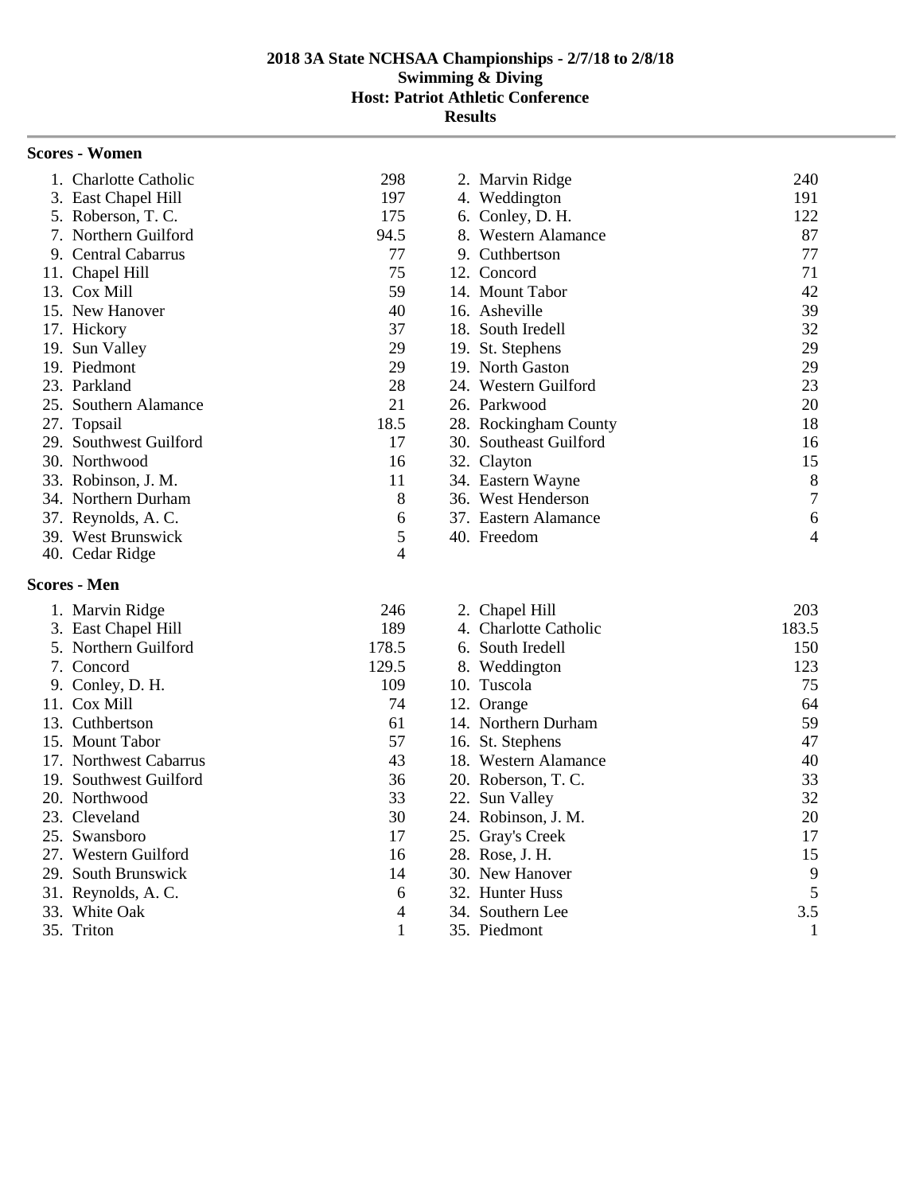# 2018 3A State NCHSAA Championships - 2/7/18 to 2/8/18
## Swimming & Diving
## Host: Patriot Athletic Conference
## Results

### Scores - Women

| Place | Team | Points | Place | Team | Points |
|---|---|---|---|---|---|
| 1. | Charlotte Catholic | 298 | 2. | Marvin Ridge | 240 |
| 3. | East Chapel Hill | 197 | 4. | Weddington | 191 |
| 5. | Roberson, T. C. | 175 | 6. | Conley, D. H. | 122 |
| 7. | Northern Guilford | 94.5 | 8. | Western Alamance | 87 |
| 9. | Central Cabarrus | 77 | 9. | Cuthbertson | 77 |
| 11. | Chapel Hill | 75 | 12. | Concord | 71 |
| 13. | Cox Mill | 59 | 14. | Mount Tabor | 42 |
| 15. | New Hanover | 40 | 16. | Asheville | 39 |
| 17. | Hickory | 37 | 18. | South Iredell | 32 |
| 19. | Sun Valley | 29 | 19. | St. Stephens | 29 |
| 19. | Piedmont | 29 | 19. | North Gaston | 29 |
| 23. | Parkland | 28 | 24. | Western Guilford | 23 |
| 25. | Southern Alamance | 21 | 26. | Parkwood | 20 |
| 27. | Topsail | 18.5 | 28. | Rockingham County | 18 |
| 29. | Southwest Guilford | 17 | 30. | Southeast Guilford | 16 |
| 30. | Northwood | 16 | 32. | Clayton | 15 |
| 33. | Robinson, J. M. | 11 | 34. | Eastern Wayne | 8 |
| 34. | Northern Durham | 8 | 36. | West Henderson | 7 |
| 37. | Reynolds, A. C. | 6 | 37. | Eastern Alamance | 6 |
| 39. | West Brunswick | 5 | 40. | Freedom | 4 |
| 40. | Cedar Ridge | 4 | | | |

### Scores - Men

| Place | Team | Points | Place | Team | Points |
|---|---|---|---|---|---|
| 1. | Marvin Ridge | 246 | 2. | Chapel Hill | 203 |
| 3. | East Chapel Hill | 189 | 4. | Charlotte Catholic | 183.5 |
| 5. | Northern Guilford | 178.5 | 6. | South Iredell | 150 |
| 7. | Concord | 129.5 | 8. | Weddington | 123 |
| 9. | Conley, D. H. | 109 | 10. | Tuscola | 75 |
| 11. | Cox Mill | 74 | 12. | Orange | 64 |
| 13. | Cuthbertson | 61 | 14. | Northern Durham | 59 |
| 15. | Mount Tabor | 57 | 16. | St. Stephens | 47 |
| 17. | Northwest Cabarrus | 43 | 18. | Western Alamance | 40 |
| 19. | Southwest Guilford | 36 | 20. | Roberson, T. C. | 33 |
| 20. | Northwood | 33 | 22. | Sun Valley | 32 |
| 23. | Cleveland | 30 | 24. | Robinson, J. M. | 20 |
| 25. | Swansboro | 17 | 25. | Gray's Creek | 17 |
| 27. | Western Guilford | 16 | 28. | Rose, J. H. | 15 |
| 29. | South Brunswick | 14 | 30. | New Hanover | 9 |
| 31. | Reynolds, A. C. | 6 | 32. | Hunter Huss | 5 |
| 33. | White Oak | 4 | 34. | Southern Lee | 3.5 |
| 35. | Triton | 1 | 35. | Piedmont | 1 |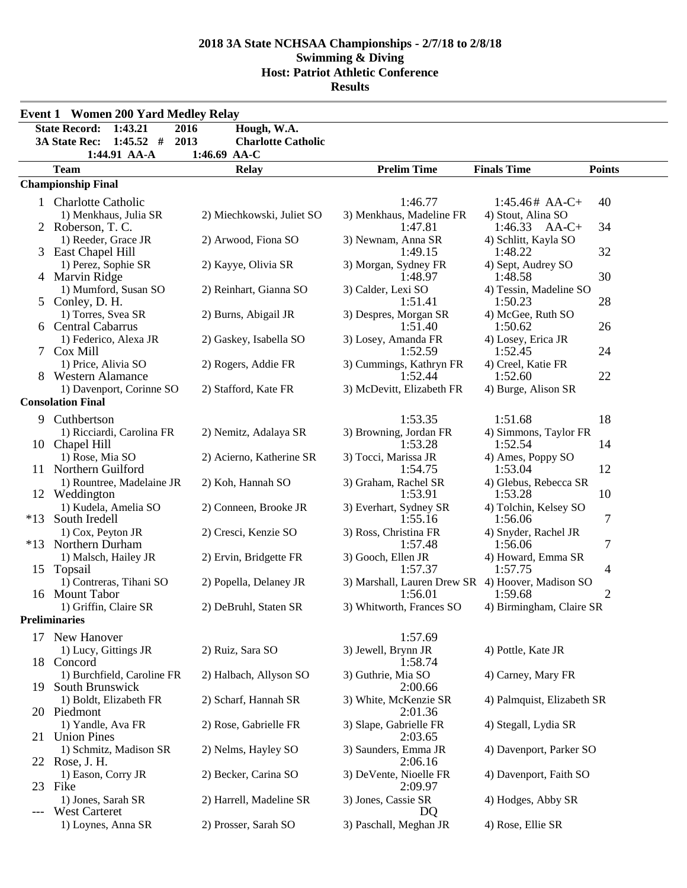# 2018 3A State NCHSAA Championships - 2/7/18 to 2/8/18
## Swimming & Diving
### Host: Patriot Athletic Conference
### Results

**Event 1 Women 200 Yard Medley Relay**

| | | | |
|---|---|---|---|
| State Record: | 1:43.21 | 2016 | Hough, W.A. |
| 3A State Rec: | 1:45.52 # | 2013 | Charlotte Catholic |
| | 1:44.91 AA-A | 1:46.69 AA-C | |

| | Team | Relay | Prelim Time | Finals Time | Points |
|---|---|---|---|---|---|
| **Championship Final** | | | | | |
| 1 | Charlotte Catholic | | 1:46.77 | 1:45.46# AA-C+ | 40 |
| | 1) Menkhaus, Julia SR | 2) Miechkowski, Juliet SO | 3) Menkhaus, Madeline FR | 4) Stout, Alina SO | |
| 2 | Roberson, T. C. | | 1:47.81 | 1:46.33 AA-C+ | 34 |
| | 1) Reeder, Grace JR | 2) Arwood, Fiona SO | 3) Newnam, Anna SR | 4) Schlitt, Kayla SO | |
| 3 | East Chapel Hill | | 1:49.15 | 1:48.22 | 32 |
| | 1) Perez, Sophie SR | 2) Kayye, Olivia SR | 3) Morgan, Sydney FR | 4) Sept, Audrey SO | |
| 4 | Marvin Ridge | | 1:48.97 | 1:48.58 | 30 |
| | 1) Mumford, Susan SO | 2) Reinhart, Gianna SO | 3) Calder, Lexi SO | 4) Tessin, Madeline SO | |
| 5 | Conley, D. H. | | 1:51.41 | 1:50.23 | 28 |
| | 1) Torres, Svea SR | 2) Burns, Abigail JR | 3) Despres, Morgan SR | 4) McGee, Ruth SO | |
| 6 | Central Cabarrus | | 1:51.40 | 1:50.62 | 26 |
| | 1) Federico, Alexa JR | 2) Gaskey, Isabella SO | 3) Losey, Amanda FR | 4) Losey, Erica JR | |
| 7 | Cox Mill | | 1:52.59 | 1:52.45 | 24 |
| | 1) Price, Alivia SO | 2) Rogers, Addie FR | 3) Cummings, Kathryn FR | 4) Creel, Katie FR | |
| 8 | Western Alamance | | 1:52.44 | 1:52.60 | 22 |
| | 1) Davenport, Corinne SO | 2) Stafford, Kate FR | 3) McDevitt, Elizabeth FR | 4) Burge, Alison SR | |
| **Consolation Final** | | | | | |
| 9 | Cuthbertson | | 1:53.35 | 1:51.68 | 18 |
| | 1) Ricciardi, Carolina FR | 2) Nemitz, Adalaya SR | 3) Browning, Jordan FR | 4) Simmons, Taylor FR | |
| 10 | Chapel Hill | | 1:53.28 | 1:52.54 | 14 |
| | 1) Rose, Mia SO | 2) Acierno, Katherine SR | 3) Tocci, Marissa JR | 4) Ames, Poppy SO | |
| 11 | Northern Guilford | | 1:54.75 | 1:53.04 | 12 |
| | 1) Rountree, Madelaine JR | 2) Koh, Hannah SO | 3) Graham, Rachel SR | 4) Glebus, Rebecca SR | |
| 12 | Weddington | | 1:53.91 | 1:53.28 | 10 |
| | 1) Kudela, Amelia SO | 2) Conneen, Brooke JR | 3) Everhart, Sydney SR | 4) Tolchin, Kelsey SO | |
| *13 | South Iredell | | 1:55.16 | 1:56.06 | 7 |
| | 1) Cox, Peyton JR | 2) Cresci, Kenzie SO | 3) Ross, Christina FR | 4) Snyder, Rachel JR | |
| *13 | Northern Durham | | 1:57.48 | 1:56.06 | 7 |
| | 1) Malsch, Hailey JR | 2) Ervin, Bridgette FR | 3) Gooch, Ellen JR | 4) Howard, Emma SR | |
| 15 | Topsail | | 1:57.37 | 1:57.75 | 4 |
| | 1) Contreras, Tihani SO | 2) Popella, Delaney JR | 3) Marshall, Lauren Drew SR | 4) Hoover, Madison SO | |
| 16 | Mount Tabor | | 1:56.01 | 1:59.68 | 2 |
| | 1) Griffin, Claire SR | 2) DeBruhl, Staten SR | 3) Whitworth, Frances SO | 4) Birmingham, Claire SR | |
| **Preliminaries** | | | | | |
| 17 | New Hanover | | 1:57.69 | | |
| | 1) Lucy, Gittings JR | 2) Ruiz, Sara SO | 3) Jewell, Brynn JR | 4) Pottle, Kate JR | |
| 18 | Concord | | 1:58.74 | | |
| | 1) Burchfield, Caroline FR | 2) Halbach, Allyson SO | 3) Guthrie, Mia SO | 4) Carney, Mary FR | |
| 19 | South Brunswick | | 2:00.66 | | |
| | 1) Boldt, Elizabeth FR | 2) Scharf, Hannah SR | 3) White, McKenzie SR | 4) Palmquist, Elizabeth SR | |
| 20 | Piedmont | | 2:01.36 | | |
| | 1) Yandle, Ava FR | 2) Rose, Gabrielle FR | 3) Slape, Gabrielle FR | 4) Stegall, Lydia SR | |
| 21 | Union Pines | | 2:03.65 | | |
| | 1) Schmitz, Madison SR | 2) Nelms, Hayley SO | 3) Saunders, Emma JR | 4) Davenport, Parker SO | |
| 22 | Rose, J. H. | | 2:06.16 | | |
| | 1) Eason, Corry JR | 2) Becker, Carina SO | 3) DeVente, Nioelle FR | 4) Davenport, Faith SO | |
| 23 | Fike | | 2:09.97 | | |
| | 1) Jones, Sarah SR | 2) Harrell, Madeline SR | 3) Jones, Cassie SR | 4) Hodges, Abby SR | |
| --- | West Carteret | | DQ | | |
| | 1) Loynes, Anna SR | 2) Prosser, Sarah SO | 3) Paschall, Meghan JR | 4) Rose, Ellie SR | |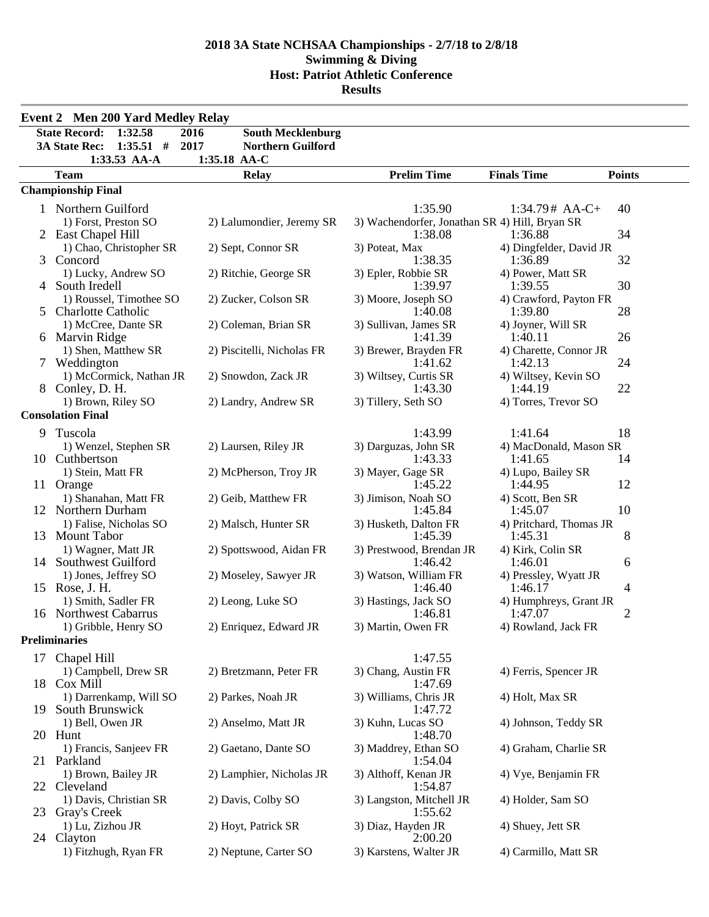# 2018 3A State NCHSAA Championships - 2/7/18 to 2/8/18
## Swimming & Diving
## Host: Patriot Athletic Conference
## Results

### Event 2 Men 200 Yard Medley Relay

| | | | |
|---|---|---|---|
| State Record: | 1:32.58 | 2016 | South Mecklenburg |
| 3A State Rec: | 1:35.51 # | 2017 | Northern Guilford |
| | 1:33.53 AA-A | 1:35.18 AA-C | |

| | Team | Relay | Prelim Time | Finals Time | Points |
|---|---|---|---|---|---|
| **Championship Final** | | | | | |
| 1 | Northern Guilford | | 1:35.90 | 1:34.79# AA-C+ | 40 |
| | 1) Forst, Preston SO | 2) Lalumondier, Jeremy SR | 3) Wachendorfer, Jonathan SR | 4) Hill, Bryan SR | |
| 2 | East Chapel Hill | | 1:38.08 | 1:36.88 | 34 |
| | 1) Chao, Christopher SR | 2) Sept, Connor SR | 3) Poteat, Max | 4) Dingfelder, David JR | |
| 3 | Concord | | 1:38.35 | 1:36.89 | 32 |
| | 1) Lucky, Andrew SO | 2) Ritchie, George SR | 3) Epler, Robbie SR | 4) Power, Matt SR | |
| 4 | South Iredell | | 1:39.97 | 1:39.55 | 30 |
| | 1) Roussel, Timothee SO | 2) Zucker, Colson SR | 3) Moore, Joseph SO | 4) Crawford, Payton FR | |
| 5 | Charlotte Catholic | | 1:40.08 | 1:39.80 | 28 |
| | 1) McCree, Dante SR | 2) Coleman, Brian SR | 3) Sullivan, James SR | 4) Joyner, Will SR | |
| 6 | Marvin Ridge | | 1:41.39 | 1:40.11 | 26 |
| | 1) Shen, Matthew SR | 2) Piscitelli, Nicholas FR | 3) Brewer, Brayden FR | 4) Charette, Connor JR | |
| 7 | Weddington | | 1:41.62 | 1:42.13 | 24 |
| | 1) McCormick, Nathan JR | 2) Snowdon, Zack JR | 3) Wiltsey, Curtis SR | 4) Wiltsey, Kevin SO | |
| 8 | Conley, D. H. | | 1:43.30 | 1:44.19 | 22 |
| | 1) Brown, Riley SO | 2) Landry, Andrew SR | 3) Tillery, Seth SO | 4) Torres, Trevor SO | |
| **Consolation Final** | | | | | |
| 9 | Tuscola | | 1:43.99 | 1:41.64 | 18 |
| | 1) Wenzel, Stephen SR | 2) Laursen, Riley JR | 3) Darguzas, John SR | 4) MacDonald, Mason SR | |
| 10 | Cuthbertson | | 1:43.33 | 1:41.65 | 14 |
| | 1) Stein, Matt FR | 2) McPherson, Troy JR | 3) Mayer, Gage SR | 4) Lupo, Bailey SR | |
| 11 | Orange | | 1:45.22 | 1:44.95 | 12 |
| | 1) Shanahan, Matt FR | 2) Geib, Matthew FR | 3) Jimison, Noah SO | 4) Scott, Ben SR | |
| 12 | Northern Durham | | 1:45.84 | 1:45.07 | 10 |
| | 1) Falise, Nicholas SO | 2) Malsch, Hunter SR | 3) Husketh, Dalton FR | 4) Pritchard, Thomas JR | |
| 13 | Mount Tabor | | 1:45.39 | 1:45.31 | 8 |
| | 1) Wagner, Matt JR | 2) Spottswood, Aidan FR | 3) Prestwood, Brendan JR | 4) Kirk, Colin SR | |
| 14 | Southwest Guilford | | 1:46.42 | 1:46.01 | 6 |
| | 1) Jones, Jeffrey SO | 2) Moseley, Sawyer JR | 3) Watson, William FR | 4) Pressley, Wyatt JR | |
| 15 | Rose, J. H. | | 1:46.40 | 1:46.17 | 4 |
| | 1) Smith, Sadler FR | 2) Leong, Luke SO | 3) Hastings, Jack SO | 4) Humphreys, Grant JR | |
| 16 | Northwest Cabarrus | | 1:46.81 | 1:47.07 | 2 |
| | 1) Gribble, Henry SO | 2) Enriquez, Edward JR | 3) Martin, Owen FR | 4) Rowland, Jack FR | |
| **Preliminaries** | | | | | |
| 17 | Chapel Hill | | 1:47.55 | | |
| | 1) Campbell, Drew SR | 2) Bretzmann, Peter FR | 3) Chang, Austin FR | 4) Ferris, Spencer JR | |
| 18 | Cox Mill | | 1:47.69 | | |
| | 1) Darrenkamp, Will SO | 2) Parkes, Noah JR | 3) Williams, Chris JR | 4) Holt, Max SR | |
| 19 | South Brunswick | | 1:47.72 | | |
| | 1) Bell, Owen JR | 2) Anselmo, Matt JR | 3) Kuhn, Lucas SO | 4) Johnson, Teddy SR | |
| 20 | Hunt | | 1:48.70 | | |
| | 1) Francis, Sanjeev FR | 2) Gaetano, Dante SO | 3) Maddrey, Ethan SO | 4) Graham, Charlie SR | |
| 21 | Parkland | | 1:54.04 | | |
| | 1) Brown, Bailey JR | 2) Lamphier, Nicholas JR | 3) Althoff, Kenan JR | 4) Vye, Benjamin FR | |
| 22 | Cleveland | | 1:54.87 | | |
| | 1) Davis, Christian SR | 2) Davis, Colby SO | 3) Langston, Mitchell JR | 4) Holder, Sam SO | |
| 23 | Gray's Creek | | 1:55.62 | | |
| | 1) Lu, Zizhou JR | 2) Hoyt, Patrick SR | 3) Diaz, Hayden JR | 4) Shuey, Jett SR | |
| 24 | Clayton | | 2:00.20 | | |
| | 1) Fitzhugh, Ryan FR | 2) Neptune, Carter SO | 3) Karstens, Walter JR | 4) Carmillo, Matt SR | |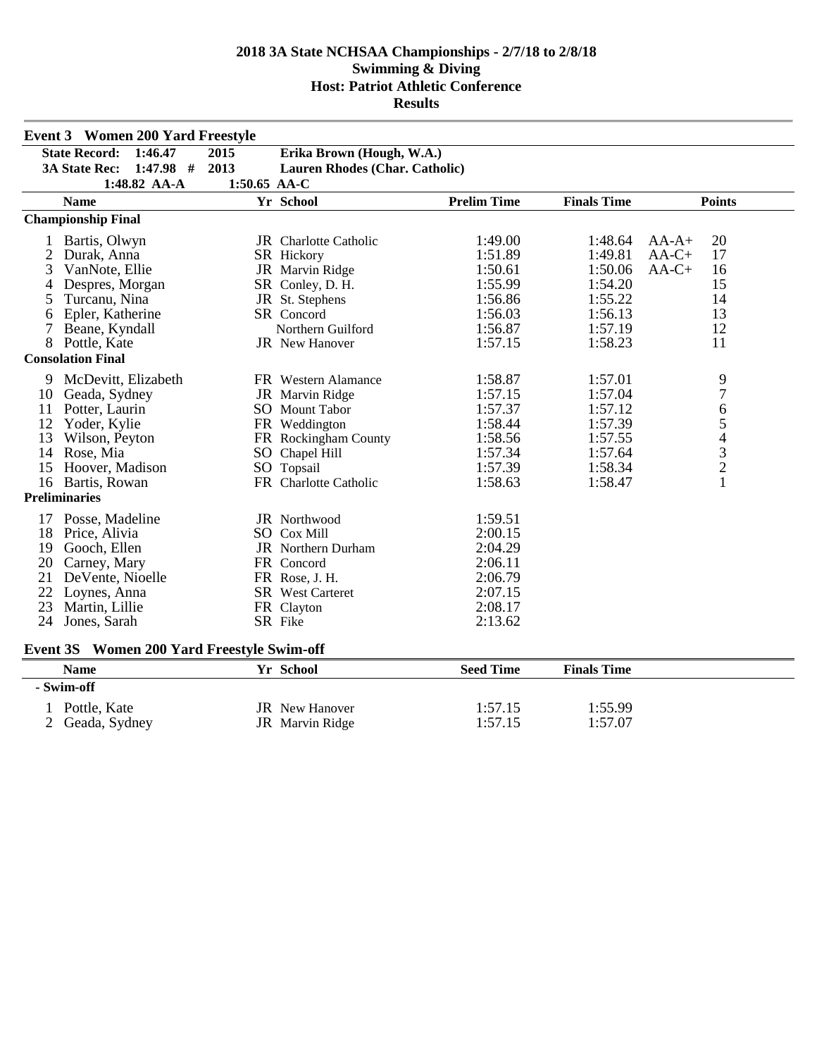# 2018 3A State NCHSAA Championships - 2/7/18 to 2/8/18
## Swimming & Diving
## Host: Patriot Athletic Conference
## Results

### Event 3 Women 200 Yard Freestyle

**State Record:** 1:46.47 2015 Erika Brown (Hough, W.A.)
**3A State Rec:** 1:47.98 # 2013 Lauren Rhodes (Char. Catholic)
1:48.82 AA-A 1:50.65 AA-C

| | Name | Yr | School | Prelim Time | Finals Time | | Points |
|---|---|---|---|---|---|---|---|
| **Championship Final** | | | | | | | |
| 1 | Bartis, Olwyn | JR | Charlotte Catholic | 1:49.00 | 1:48.64 | AA-A+ | 20 |
| 2 | Durak, Anna | SR | Hickory | 1:51.89 | 1:49.81 | AA-C+ | 17 |
| 3 | VanNote, Ellie | JR | Marvin Ridge | 1:50.61 | 1:50.06 | AA-C+ | 16 |
| 4 | Despres, Morgan | SR | Conley, D. H. | 1:55.99 | 1:54.20 | | 15 |
| 5 | Turcanu, Nina | JR | St. Stephens | 1:56.86 | 1:55.22 | | 14 |
| 6 | Epler, Katherine | SR | Concord | 1:56.03 | 1:56.13 | | 13 |
| 7 | Beane, Kyndall | | Northern Guilford | 1:56.87 | 1:57.19 | | 12 |
| 8 | Pottle, Kate | JR | New Hanover | 1:57.15 | 1:58.23 | | 11 |
| **Consolation Final** | | | | | | | |
| 9 | McDevitt, Elizabeth | FR | Western Alamance | 1:58.87 | 1:57.01 | | 9 |
| 10 | Geada, Sydney | JR | Marvin Ridge | 1:57.15 | 1:57.04 | | 7 |
| 11 | Potter, Laurin | SO | Mount Tabor | 1:57.37 | 1:57.12 | | 6 |
| 12 | Yoder, Kylie | FR | Weddington | 1:58.44 | 1:57.39 | | 5 |
| 13 | Wilson, Peyton | FR | Rockingham County | 1:58.56 | 1:57.55 | | 4 |
| 14 | Rose, Mia | SO | Chapel Hill | 1:57.34 | 1:57.64 | | 3 |
| 15 | Hoover, Madison | SO | Topsail | 1:57.39 | 1:58.34 | | 2 |
| 16 | Bartis, Rowan | FR | Charlotte Catholic | 1:58.63 | 1:58.47 | | 1 |
| **Preliminaries** | | | | | | | |
| 17 | Posse, Madeline | JR | Northwood | 1:59.51 | | | |
| 18 | Price, Alivia | SO | Cox Mill | 2:00.15 | | | |
| 19 | Gooch, Ellen | JR | Northern Durham | 2:04.29 | | | |
| 20 | Carney, Mary | FR | Concord | 2:06.11 | | | |
| 21 | DeVente, Nioelle | FR | Rose, J. H. | 2:06.79 | | | |
| 22 | Loynes, Anna | SR | West Carteret | 2:07.15 | | | |
| 23 | Martin, Lillie | FR | Clayton | 2:08.17 | | | |
| 24 | Jones, Sarah | SR | Fike | 2:13.62 | | | |

### Event 3S Women 200 Yard Freestyle Swim-off

| | Name | Yr | School | Seed Time | Finals Time |
|---|---|---|---|---|---|
| **- Swim-off** | | | | | |
| 1 | Pottle, Kate | JR | New Hanover | 1:57.15 | 1:55.99 |
| 2 | Geada, Sydney | JR | Marvin Ridge | 1:57.15 | 1:57.07 |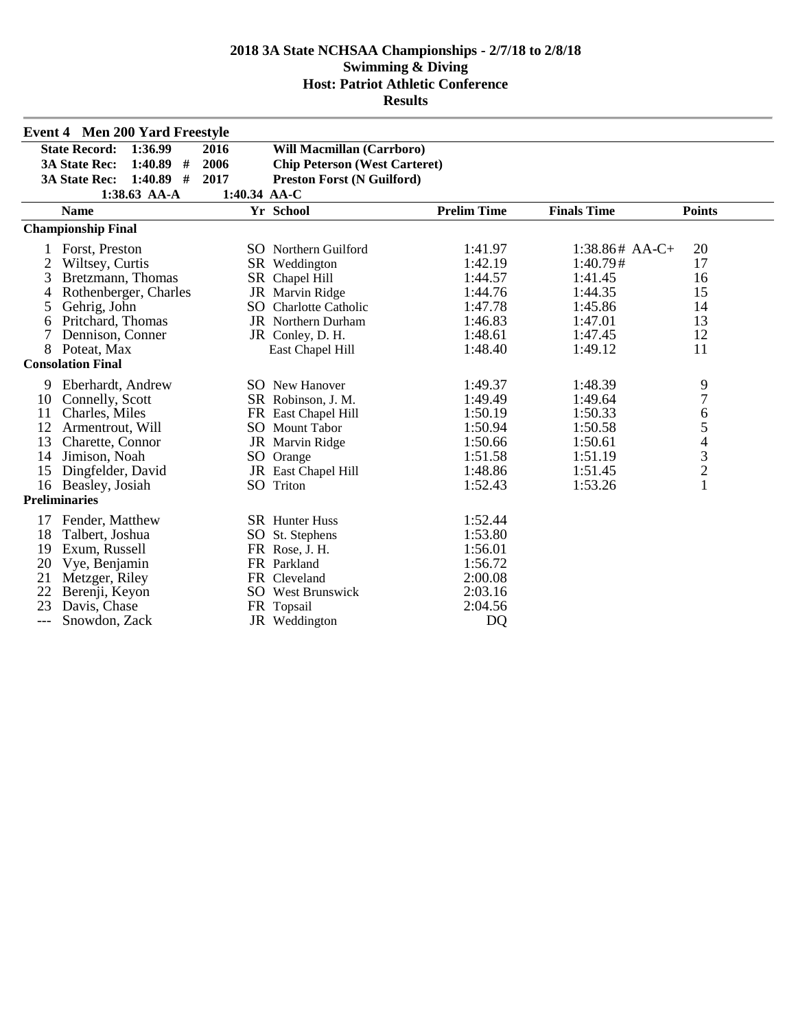**2018 3A State NCHSAA Championships - 2/7/18 to 2/8/18**
**Swimming & Diving**
**Host: Patriot Athletic Conference**
**Results**

## Event 4 Men 200 Yard Freestyle

| | | | |
|---|---|---|---|
| **State Record:** | **1:36.99** | **2016** | **Will Macmillan (Carrboro)** |
| **3A State Rec:** | **1:40.89 #** | **2006** | **Chip Peterson (West Carteret)** |
| **3A State Rec:** | **1:40.89 #** | **2017** | **Preston Forst (N Guilford)** |
| | **1:38.63 AA-A** | **1:40.34 AA-C** | |

| | Name | Yr | School | Prelim Time | Finals Time | Points |
|---|---|---|---|---|---|---|
| **Championship Final** | | | | | | |
| 1 | Forst, Preston | SO | Northern Guilford | 1:41.97 | 1:38.86# AA-C+ | 20 |
| 2 | Wiltsey, Curtis | SR | Weddington | 1:42.19 | 1:40.79# | 17 |
| 3 | Bretzmann, Thomas | SR | Chapel Hill | 1:44.57 | 1:41.45 | 16 |
| 4 | Rothenberger, Charles | JR | Marvin Ridge | 1:44.76 | 1:44.35 | 15 |
| 5 | Gehrig, John | SO | Charlotte Catholic | 1:47.78 | 1:45.86 | 14 |
| 6 | Pritchard, Thomas | JR | Northern Durham | 1:46.83 | 1:47.01 | 13 |
| 7 | Dennison, Conner | JR | Conley, D. H. | 1:48.61 | 1:47.45 | 12 |
| 8 | Poteat, Max | | East Chapel Hill | 1:48.40 | 1:49.12 | 11 |
| **Consolation Final** | | | | | | |
| 9 | Eberhardt, Andrew | SO | New Hanover | 1:49.37 | 1:48.39 | 9 |
| 10 | Connelly, Scott | SR | Robinson, J. M. | 1:49.49 | 1:49.64 | 7 |
| 11 | Charles, Miles | FR | East Chapel Hill | 1:50.19 | 1:50.33 | 6 |
| 12 | Armentrout, Will | SO | Mount Tabor | 1:50.94 | 1:50.58 | 5 |
| 13 | Charette, Connor | JR | Marvin Ridge | 1:50.66 | 1:50.61 | 4 |
| 14 | Jimison, Noah | SO | Orange | 1:51.58 | 1:51.19 | 3 |
| 15 | Dingfelder, David | JR | East Chapel Hill | 1:48.86 | 1:51.45 | 2 |
| 16 | Beasley, Josiah | SO | Triton | 1:52.43 | 1:53.26 | 1 |
| **Preliminaries** | | | | | | |
| 17 | Fender, Matthew | SR | Hunter Huss | 1:52.44 | | |
| 18 | Talbert, Joshua | SO | St. Stephens | 1:53.80 | | |
| 19 | Exum, Russell | FR | Rose, J. H. | 1:56.01 | | |
| 20 | Vye, Benjamin | FR | Parkland | 1:56.72 | | |
| 21 | Metzger, Riley | FR | Cleveland | 2:00.08 | | |
| 22 | Berenji, Keyon | SO | West Brunswick | 2:03.16 | | |
| 23 | Davis, Chase | FR | Topsail | 2:04.56 | | |
| --- | Snowdon, Zack | JR | Weddington | DQ | | |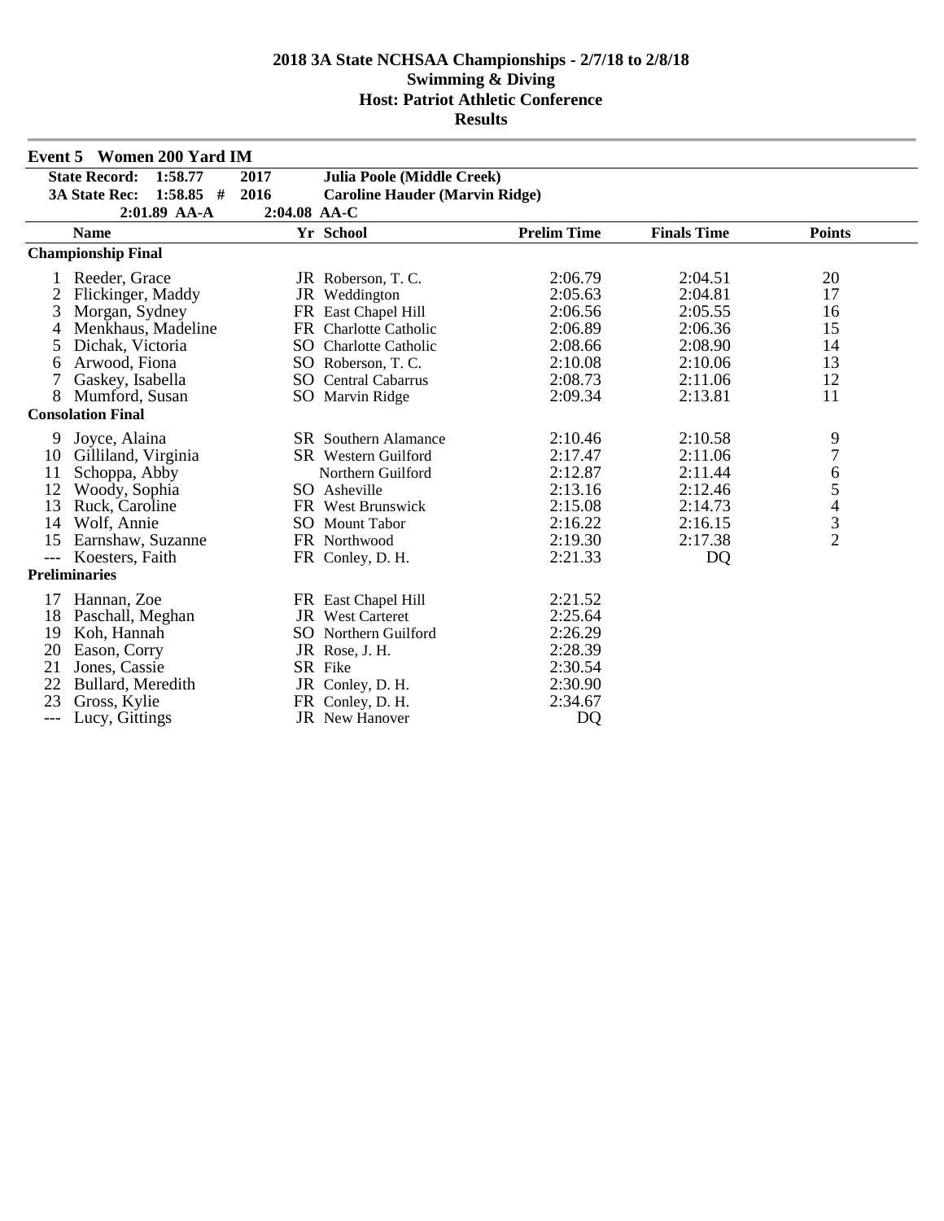**2018 3A State NCHSAA Championships - 2/7/18 to 2/8/18**
**Swimming & Diving**
**Host: Patriot Athletic Conference**
**Results**

## Event 5 Women 200 Yard IM

| | | | |
|---|---|---|---|
| **State Record:** | **1:58.77** | **2017** | **Julia Poole (Middle Creek)** |
| **3A State Rec:** | **1:58.85 #** | **2016** | **Caroline Hauder (Marvin Ridge)** |
| | **2:01.89 AA-A** | **2:04.08 AA-C** | |

| | Name | Yr | School | Prelim Time | Finals Time | Points |
|---|---|---|---|---|---|---|
| **Championship Final** | | | | | | |
| 1 | Reeder, Grace | JR | Roberson, T. C. | 2:06.79 | 2:04.51 | 20 |
| 2 | Flickinger, Maddy | JR | Weddington | 2:05.63 | 2:04.81 | 17 |
| 3 | Morgan, Sydney | FR | East Chapel Hill | 2:06.56 | 2:05.55 | 16 |
| 4 | Menkhaus, Madeline | FR | Charlotte Catholic | 2:06.89 | 2:06.36 | 15 |
| 5 | Dichak, Victoria | SO | Charlotte Catholic | 2:08.66 | 2:08.90 | 14 |
| 6 | Arwood, Fiona | SO | Roberson, T. C. | 2:10.08 | 2:10.06 | 13 |
| 7 | Gaskey, Isabella | SO | Central Cabarrus | 2:08.73 | 2:11.06 | 12 |
| 8 | Mumford, Susan | SO | Marvin Ridge | 2:09.34 | 2:13.81 | 11 |
| **Consolation Final** | | | | | | |
| 9 | Joyce, Alaina | SR | Southern Alamance | 2:10.46 | 2:10.58 | 9 |
| 10 | Gilliland, Virginia | SR | Western Guilford | 2:17.47 | 2:11.06 | 7 |
| 11 | Schoppa, Abby | | Northern Guilford | 2:12.87 | 2:11.44 | 6 |
| 12 | Woody, Sophia | SO | Asheville | 2:13.16 | 2:12.46 | 5 |
| 13 | Ruck, Caroline | FR | West Brunswick | 2:15.08 | 2:14.73 | 4 |
| 14 | Wolf, Annie | SO | Mount Tabor | 2:16.22 | 2:16.15 | 3 |
| 15 | Earnshaw, Suzanne | FR | Northwood | 2:19.30 | 2:17.38 | 2 |
| --- | Koesters, Faith | FR | Conley, D. H. | 2:21.33 | DQ | |
| **Preliminaries** | | | | | | |
| 17 | Hannan, Zoe | FR | East Chapel Hill | 2:21.52 | | |
| 18 | Paschall, Meghan | JR | West Carteret | 2:25.64 | | |
| 19 | Koh, Hannah | SO | Northern Guilford | 2:26.29 | | |
| 20 | Eason, Corry | JR | Rose, J. H. | 2:28.39 | | |
| 21 | Jones, Cassie | SR | Fike | 2:30.54 | | |
| 22 | Bullard, Meredith | JR | Conley, D. H. | 2:30.90 | | |
| 23 | Gross, Kylie | FR | Conley, D. H. | 2:34.67 | | |
| --- | Lucy, Gittings | JR | New Hanover | DQ | | |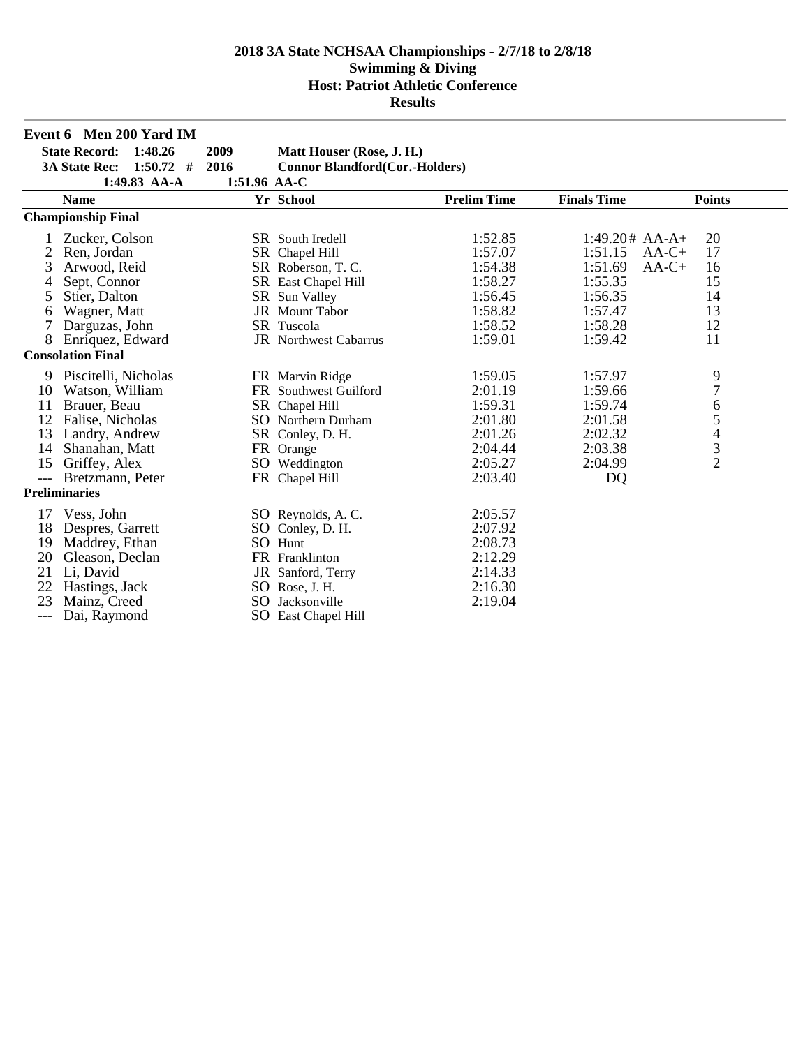# 2018 3A State NCHSAA Championships - 2/7/18 to 2/8/18
## Swimming & Diving
## Host: Patriot Athletic Conference
## Results

### Event 6 Men 200 Yard IM

| | | | |
|---|---|---|---|
| **State Record:** | **1:48.26** | **2009** | **Matt Houser (Rose, J. H.)** |
| **3A State Rec:** | **1:50.72 #** | **2016** | **Connor Blandford(Cor.-Holders)** |
| | **1:49.83 AA-A** | **1:51.96 AA-C** | |

| | Name | Yr | School | Prelim Time | Finals Time | | Points |
|---|---|---|---|---|---|---|---|
| **Championship Final** | | | | | | | |
| 1 | Zucker, Colson | SR | South Iredell | 1:52.85 | 1:49.20# | AA-A+ | 20 |
| 2 | Ren, Jordan | SR | Chapel Hill | 1:57.07 | 1:51.15 | AA-C+ | 17 |
| 3 | Arwood, Reid | SR | Roberson, T. C. | 1:54.38 | 1:51.69 | AA-C+ | 16 |
| 4 | Sept, Connor | SR | East Chapel Hill | 1:58.27 | 1:55.35 | | 15 |
| 5 | Stier, Dalton | SR | Sun Valley | 1:56.45 | 1:56.35 | | 14 |
| 6 | Wagner, Matt | JR | Mount Tabor | 1:58.82 | 1:57.47 | | 13 |
| 7 | Darguzas, John | SR | Tuscola | 1:58.52 | 1:58.28 | | 12 |
| 8 | Enriquez, Edward | JR | Northwest Cabarrus | 1:59.01 | 1:59.42 | | 11 |
| **Consolation Final** | | | | | | | |
| 9 | Piscitelli, Nicholas | FR | Marvin Ridge | 1:59.05 | 1:57.97 | | 9 |
| 10 | Watson, William | FR | Southwest Guilford | 2:01.19 | 1:59.66 | | 7 |
| 11 | Brauer, Beau | SR | Chapel Hill | 1:59.31 | 1:59.74 | | 6 |
| 12 | Falise, Nicholas | SO | Northern Durham | 2:01.80 | 2:01.58 | | 5 |
| 13 | Landry, Andrew | SR | Conley, D. H. | 2:01.26 | 2:02.32 | | 4 |
| 14 | Shanahan, Matt | FR | Orange | 2:04.44 | 2:03.38 | | 3 |
| 15 | Griffey, Alex | SO | Weddington | 2:05.27 | 2:04.99 | | 2 |
| --- | Bretzmann, Peter | FR | Chapel Hill | 2:03.40 | DQ | | |
| **Preliminaries** | | | | | | | |
| 17 | Vess, John | SO | Reynolds, A. C. | 2:05.57 | | | |
| 18 | Despres, Garrett | SO | Conley, D. H. | 2:07.92 | | | |
| 19 | Maddrey, Ethan | SO | Hunt | 2:08.73 | | | |
| 20 | Gleason, Declan | FR | Franklinton | 2:12.29 | | | |
| 21 | Li, David | JR | Sanford, Terry | 2:14.33 | | | |
| 22 | Hastings, Jack | SO | Rose, J. H. | 2:16.30 | | | |
| 23 | Mainz, Creed | SO | Jacksonville | 2:19.04 | | | |
| --- | Dai, Raymond | SO | East Chapel Hill | | | | |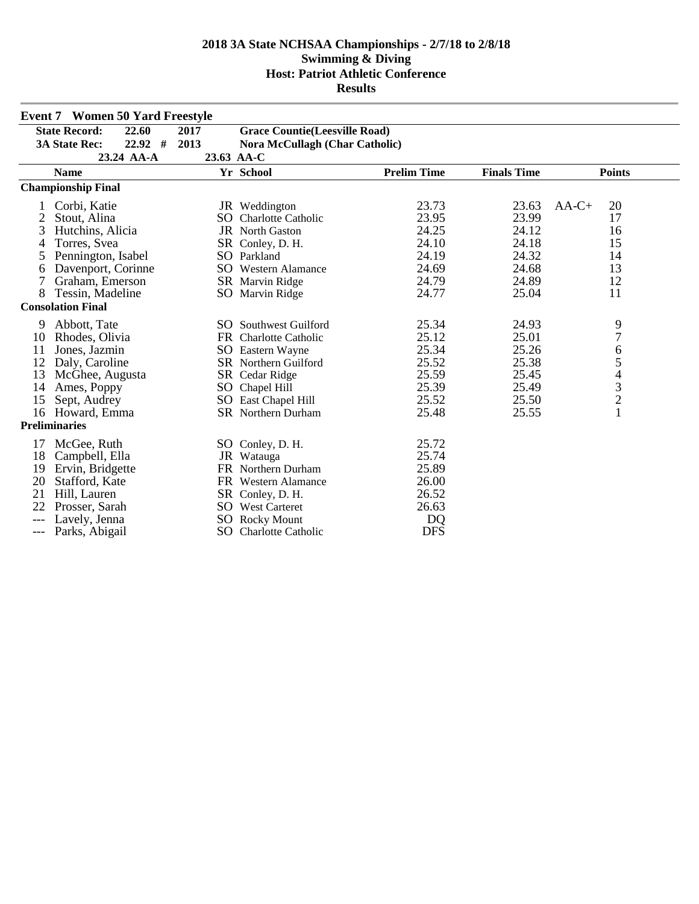# 2018 3A State NCHSAA Championships - 2/7/18 to 2/8/18
## Swimming & Diving
## Host: Patriot Athletic Conference
## Results

### Event 7 Women 50 Yard Freestyle

| | | | |
|---|---|---|---|
| **State Record:** | **22.60** | **2017** | **Grace Countie(Leesville Road)** |
| **3A State Rec:** | **22.92 #** | **2013** | **Nora McCullagh (Char Catholic)** |
| | **23.24 AA-A** | **23.63 AA-C** | |

| | Name | Yr | School | Prelim Time | Finals Time | | Points |
|---|---|---|---|---|---|---|---|
| **Championship Final** | | | | | | | |
| 1 | Corbi, Katie | JR | Weddington | 23.73 | 23.63 | AA-C+ | 20 |
| 2 | Stout, Alina | SO | Charlotte Catholic | 23.95 | 23.99 | | 17 |
| 3 | Hutchins, Alicia | JR | North Gaston | 24.25 | 24.12 | | 16 |
| 4 | Torres, Svea | SR | Conley, D. H. | 24.10 | 24.18 | | 15 |
| 5 | Pennington, Isabel | SO | Parkland | 24.19 | 24.32 | | 14 |
| 6 | Davenport, Corinne | SO | Western Alamance | 24.69 | 24.68 | | 13 |
| 7 | Graham, Emerson | SR | Marvin Ridge | 24.79 | 24.89 | | 12 |
| 8 | Tessin, Madeline | SO | Marvin Ridge | 24.77 | 25.04 | | 11 |
| **Consolation Final** | | | | | | | |
| 9 | Abbott, Tate | SO | Southwest Guilford | 25.34 | 24.93 | | 9 |
| 10 | Rhodes, Olivia | FR | Charlotte Catholic | 25.12 | 25.01 | | 7 |
| 11 | Jones, Jazmin | SO | Eastern Wayne | 25.34 | 25.26 | | 6 |
| 12 | Daly, Caroline | SR | Northern Guilford | 25.52 | 25.38 | | 5 |
| 13 | McGhee, Augusta | SR | Cedar Ridge | 25.59 | 25.45 | | 4 |
| 14 | Ames, Poppy | SO | Chapel Hill | 25.39 | 25.49 | | 3 |
| 15 | Sept, Audrey | SO | East Chapel Hill | 25.52 | 25.50 | | 2 |
| 16 | Howard, Emma | SR | Northern Durham | 25.48 | 25.55 | | 1 |
| **Preliminaries** | | | | | | | |
| 17 | McGee, Ruth | SO | Conley, D. H. | 25.72 | | | |
| 18 | Campbell, Ella | JR | Watauga | 25.74 | | | |
| 19 | Ervin, Bridgette | FR | Northern Durham | 25.89 | | | |
| 20 | Stafford, Kate | FR | Western Alamance | 26.00 | | | |
| 21 | Hill, Lauren | SR | Conley, D. H. | 26.52 | | | |
| 22 | Prosser, Sarah | SO | West Carteret | 26.63 | | | |
| --- | Lavely, Jenna | SO | Rocky Mount | DQ | | | |
| --- | Parks, Abigail | SO | Charlotte Catholic | DFS | | | |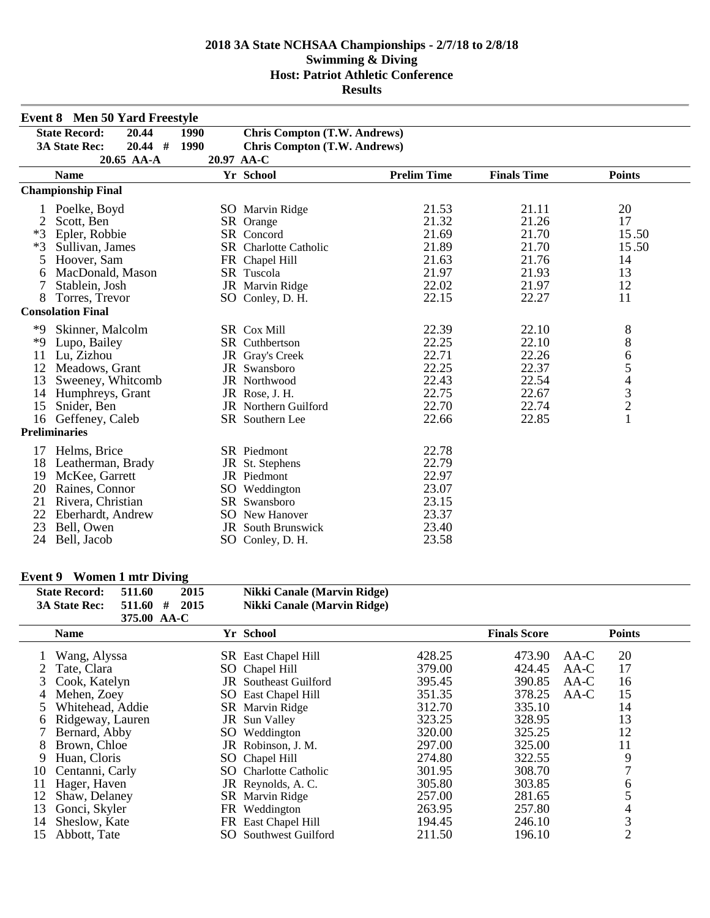## 2018 3A State NCHSAA Championships - 2/7/18 to 2/8/18
## Swimming & Diving
## Host: Patriot Athletic Conference
## Results

### Event 8 Men 50 Yard Freestyle

| | | | |
|---|---|---|---|
| **State Record:** | 20.44 | 1990 | **Chris Compton (T.W. Andrews)** |
| **3A State Rec:** | 20.44 # | 1990 | **Chris Compton (T.W. Andrews)** |
| | 20.65 AA-A | 20.97 AA-C | |

| | Name | Yr | School | Prelim Time | Finals Time | Points |
|---|---|---|---|---|---|---|
| **Championship Final** | | | | | | |
| 1 | Poelke, Boyd | SO | Marvin Ridge | 21.53 | 21.11 | 20 |
| 2 | Scott, Ben | SR | Orange | 21.32 | 21.26 | 17 |
| *3 | Epler, Robbie | SR | Concord | 21.69 | 21.70 | 15.50 |
| *3 | Sullivan, James | SR | Charlotte Catholic | 21.89 | 21.70 | 15.50 |
| 5 | Hoover, Sam | FR | Chapel Hill | 21.63 | 21.76 | 14 |
| 6 | MacDonald, Mason | SR | Tuscola | 21.97 | 21.93 | 13 |
| 7 | Stablein, Josh | JR | Marvin Ridge | 22.02 | 21.97 | 12 |
| 8 | Torres, Trevor | SO | Conley, D. H. | 22.15 | 22.27 | 11 |
| **Consolation Final** | | | | | | |
| *9 | Skinner, Malcolm | SR | Cox Mill | 22.39 | 22.10 | 8 |
| *9 | Lupo, Bailey | SR | Cuthbertson | 22.25 | 22.10 | 8 |
| 11 | Lu, Zizhou | JR | Gray's Creek | 22.71 | 22.26 | 6 |
| 12 | Meadows, Grant | JR | Swansboro | 22.25 | 22.37 | 5 |
| 13 | Sweeney, Whitcomb | JR | Northwood | 22.43 | 22.54 | 4 |
| 14 | Humphreys, Grant | JR | Rose, J. H. | 22.75 | 22.67 | 3 |
| 15 | Snider, Ben | JR | Northern Guilford | 22.70 | 22.74 | 2 |
| 16 | Geffeney, Caleb | SR | Southern Lee | 22.66 | 22.85 | 1 |
| **Preliminaries** | | | | | | |
| 17 | Helms, Brice | SR | Piedmont | 22.78 | | |
| 18 | Leatherman, Brady | JR | St. Stephens | 22.79 | | |
| 19 | McKee, Garrett | JR | Piedmont | 22.97 | | |
| 20 | Raines, Connor | SO | Weddington | 23.07 | | |
| 21 | Rivera, Christian | SR | Swansboro | 23.15 | | |
| 22 | Eberhardt, Andrew | SO | New Hanover | 23.37 | | |
| 23 | Bell, Owen | JR | South Brunswick | 23.40 | | |
| 24 | Bell, Jacob | SO | Conley, D. H. | 23.58 | | |

### Event 9 Women 1 mtr Diving

| | | | |
|---|---|---|---|
| **State Record:** | 511.60 | 2015 | **Nikki Canale (Marvin Ridge)** |
| **3A State Rec:** | 511.60 # | 2015 | **Nikki Canale (Marvin Ridge)** |
| | 375.00 AA-C | | |

| | Name | Yr | School | | Finals Score | | Points |
|---|---|---|---|---|---|---|---|
| 1 | Wang, Alyssa | SR | East Chapel Hill | 428.25 | 473.90 | AA-C | 20 |
| 2 | Tate, Clara | SO | Chapel Hill | 379.00 | 424.45 | AA-C | 17 |
| 3 | Cook, Katelyn | JR | Southeast Guilford | 395.45 | 390.85 | AA-C | 16 |
| 4 | Mehen, Zoey | SO | East Chapel Hill | 351.35 | 378.25 | AA-C | 15 |
| 5 | Whitehead, Addie | SR | Marvin Ridge | 312.70 | 335.10 | | 14 |
| 6 | Ridgeway, Lauren | JR | Sun Valley | 323.25 | 328.95 | | 13 |
| 7 | Bernard, Abby | SO | Weddington | 320.00 | 325.25 | | 12 |
| 8 | Brown, Chloe | JR | Robinson, J. M. | 297.00 | 325.00 | | 11 |
| 9 | Huan, Cloris | SO | Chapel Hill | 274.80 | 322.55 | | 9 |
| 10 | Centanni, Carly | SO | Charlotte Catholic | 301.95 | 308.70 | | 7 |
| 11 | Hager, Haven | JR | Reynolds, A. C. | 305.80 | 303.85 | | 6 |
| 12 | Shaw, Delaney | SR | Marvin Ridge | 257.00 | 281.65 | | 5 |
| 13 | Gonci, Skyler | FR | Weddington | 263.95 | 257.80 | | 4 |
| 14 | Sheslow, Kate | FR | East Chapel Hill | 194.45 | 246.10 | | 3 |
| 15 | Abbott, Tate | SO | Southwest Guilford | 211.50 | 196.10 | | 2 |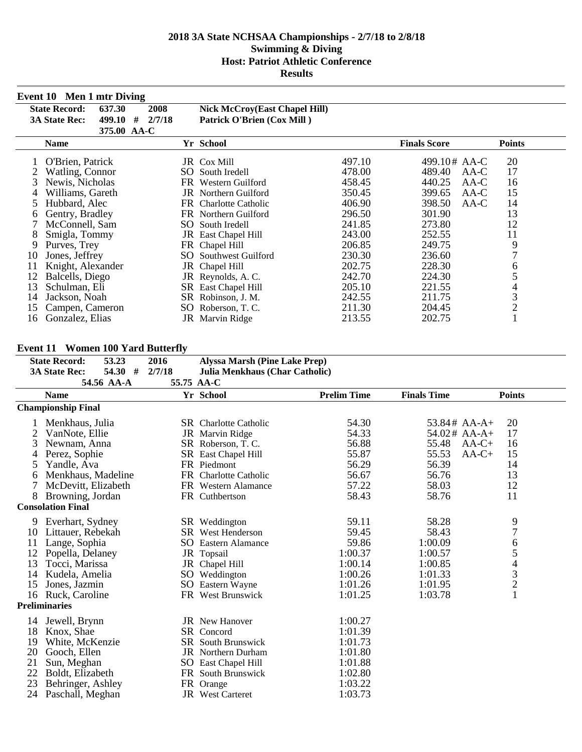# 2018 3A State NCHSAA Championships - 2/7/18 to 2/8/18
## Swimming & Diving
## Host: Patriot Athletic Conference
## Results

### Event 10 Men 1 mtr Diving

| | | | | |
|---|---|---|---|---|
| State Record: | 637.30 | 2008 | Nick McCroy(East Chapel Hill) | |
| 3A State Rec: | 499.10 # | 2/7/18 | Patrick O'Brien (Cox Mill ) | |
| | 375.00 AA-C | | | |

| | Name | Yr | School | | Finals Score | | Points |
|---|---|---|---|---|---|---|---|
| 1 | O'Brien, Patrick | JR | Cox Mill | 497.10 | 499.10# | AA-C | 20 |
| 2 | Watling, Connor | SO | South Iredell | 478.00 | 489.40 | AA-C | 17 |
| 3 | Newis, Nicholas | FR | Western Guilford | 458.45 | 440.25 | AA-C | 16 |
| 4 | Williams, Gareth | JR | Northern Guilford | 350.45 | 399.65 | AA-C | 15 |
| 5 | Hubbard, Alec | FR | Charlotte Catholic | 406.90 | 398.50 | AA-C | 14 |
| 6 | Gentry, Bradley | FR | Northern Guilford | 296.50 | 301.90 | | 13 |
| 7 | McConnell, Sam | SO | South Iredell | 241.85 | 273.80 | | 12 |
| 8 | Smigla, Tommy | JR | East Chapel Hill | 243.00 | 252.55 | | 11 |
| 9 | Purves, Trey | FR | Chapel Hill | 206.85 | 249.75 | | 9 |
| 10 | Jones, Jeffrey | SO | Southwest Guilford | 230.30 | 236.60 | | 7 |
| 11 | Knight, Alexander | JR | Chapel Hill | 202.75 | 228.30 | | 6 |
| 12 | Balcells, Diego | JR | Reynolds, A. C. | 242.70 | 224.30 | | 5 |
| 13 | Schulman, Eli | SR | East Chapel Hill | 205.10 | 221.55 | | 4 |
| 14 | Jackson, Noah | SR | Robinson, J. M. | 242.55 | 211.75 | | 3 |
| 15 | Campen, Cameron | SO | Roberson, T. C. | 211.30 | 204.45 | | 2 |
| 16 | Gonzalez, Elias | JR | Marvin Ridge | 213.55 | 202.75 | | 1 |

### Event 11 Women 100 Yard Butterfly

| | | | | |
|---|---|---|---|---|
| State Record: | 53.23 | 2016 | Alyssa Marsh (Pine Lake Prep) | |
| 3A State Rec: | 54.30 # | 2/7/18 | Julia Menkhaus (Char Catholic) | |
| | 54.56 AA-A | 55.75 AA-C | | |

| | Name | Yr | School | Prelim Time | Finals Time | | Points |
|---|---|---|---|---|---|---|---|
| **Championship Final** | | | | | | | |
| 1 | Menkhaus, Julia | SR | Charlotte Catholic | 54.30 | 53.84# | AA-A+ | 20 |
| 2 | VanNote, Ellie | JR | Marvin Ridge | 54.33 | 54.02# | AA-A+ | 17 |
| 3 | Newnam, Anna | SR | Roberson, T. C. | 56.88 | 55.48 | AA-C+ | 16 |
| 4 | Perez, Sophie | SR | East Chapel Hill | 55.87 | 55.53 | AA-C+ | 15 |
| 5 | Yandle, Ava | FR | Piedmont | 56.29 | 56.39 | | 14 |
| 6 | Menkhaus, Madeline | FR | Charlotte Catholic | 56.67 | 56.76 | | 13 |
| 7 | McDevitt, Elizabeth | FR | Western Alamance | 57.22 | 58.03 | | 12 |
| 8 | Browning, Jordan | FR | Cuthbertson | 58.43 | 58.76 | | 11 |
| **Consolation Final** | | | | | | | |
| 9 | Everhart, Sydney | SR | Weddington | 59.11 | 58.28 | | 9 |
| 10 | Littauer, Rebekah | SR | West Henderson | 59.45 | 58.43 | | 7 |
| 11 | Lange, Sophia | SO | Eastern Alamance | 59.86 | 1:00.09 | | 6 |
| 12 | Popella, Delaney | JR | Topsail | 1:00.37 | 1:00.57 | | 5 |
| 13 | Tocci, Marissa | JR | Chapel Hill | 1:00.14 | 1:00.85 | | 4 |
| 14 | Kudela, Amelia | SO | Weddington | 1:00.26 | 1:01.33 | | 3 |
| 15 | Jones, Jazmin | SO | Eastern Wayne | 1:01.26 | 1:01.95 | | 2 |
| 16 | Ruck, Caroline | FR | West Brunswick | 1:01.25 | 1:03.78 | | 1 |
| **Preliminaries** | | | | | | | |
| 14 | Jewell, Brynn | JR | New Hanover | 1:00.27 | | | |
| 18 | Knox, Shae | SR | Concord | 1:01.39 | | | |
| 19 | White, McKenzie | SR | South Brunswick | 1:01.73 | | | |
| 20 | Gooch, Ellen | JR | Northern Durham | 1:01.80 | | | |
| 21 | Sun, Meghan | SO | East Chapel Hill | 1:01.88 | | | |
| 22 | Boldt, Elizabeth | FR | South Brunswick | 1:02.80 | | | |
| 23 | Behringer, Ashley | FR | Orange | 1:03.22 | | | |
| 24 | Paschall, Meghan | JR | West Carteret | 1:03.73 | | | |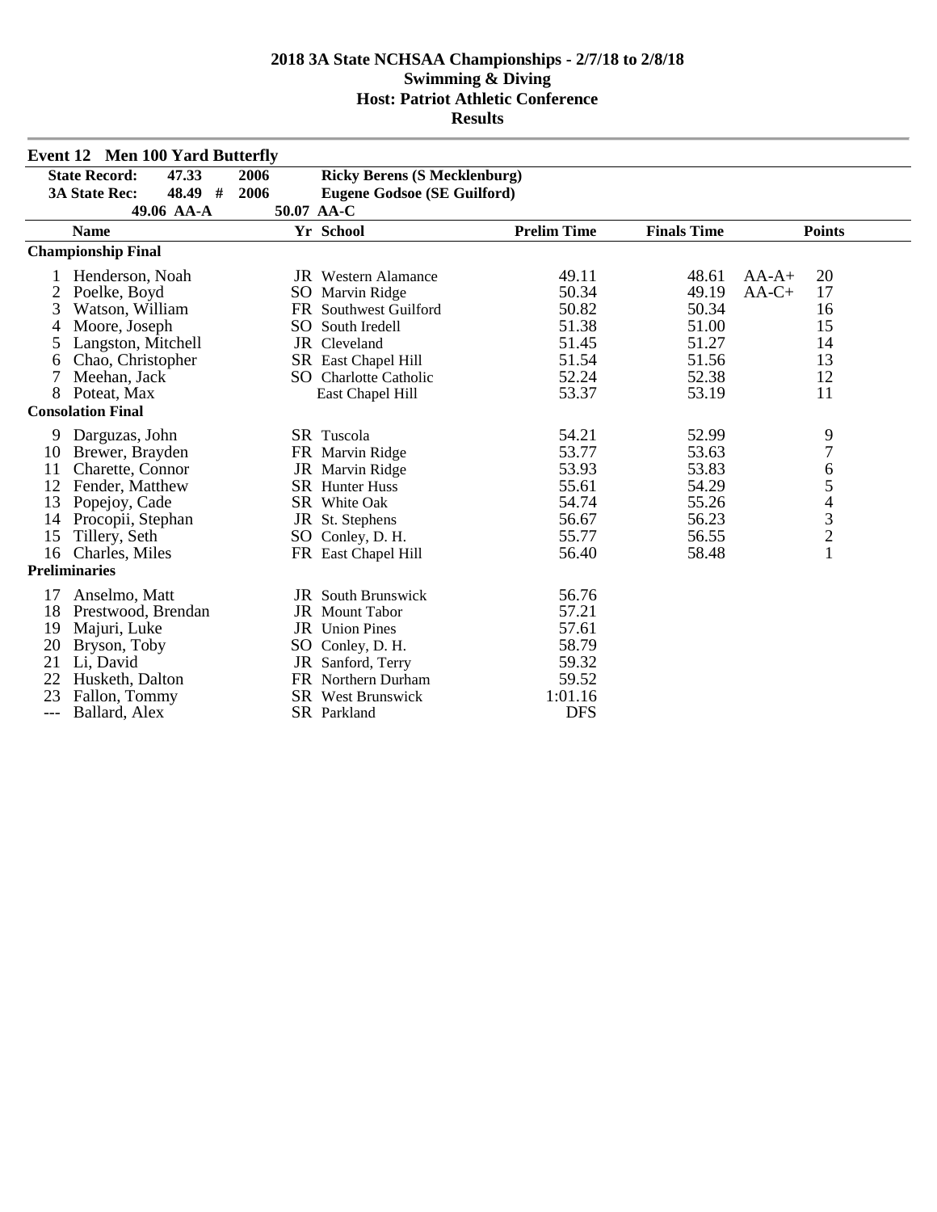# 2018 3A State NCHSAA Championships - 2/7/18 to 2/8/18
## Swimming & Diving
## Host: Patriot Athletic Conference
## Results

### Event 12 Men 100 Yard Butterfly

| | | | | |
|---|---|---|---|---|
| **State Record:** | **47.33** | **2006** | **Ricky Berens (S Mecklenburg)** | |
| **3A State Rec:** | **48.49 #** | **2006** | **Eugene Godsoe (SE Guilford)** | |
| | **49.06 AA-A** | **50.07 AA-C** | | |

| | Name | Yr | School | Prelim Time | Finals Time | | Points |
|---|---|---|---|---|---|---|---|
| **Championship Final** | | | | | | | |
| 1 | Henderson, Noah | JR | Western Alamance | 49.11 | 48.61 | AA-A+ | 20 |
| 2 | Poelke, Boyd | SO | Marvin Ridge | 50.34 | 49.19 | AA-C+ | 17 |
| 3 | Watson, William | FR | Southwest Guilford | 50.82 | 50.34 | | 16 |
| 4 | Moore, Joseph | SO | South Iredell | 51.38 | 51.00 | | 15 |
| 5 | Langston, Mitchell | JR | Cleveland | 51.45 | 51.27 | | 14 |
| 6 | Chao, Christopher | SR | East Chapel Hill | 51.54 | 51.56 | | 13 |
| 7 | Meehan, Jack | SO | Charlotte Catholic | 52.24 | 52.38 | | 12 |
| 8 | Poteat, Max | | East Chapel Hill | 53.37 | 53.19 | | 11 |
| **Consolation Final** | | | | | | | |
| 9 | Darguzas, John | SR | Tuscola | 54.21 | 52.99 | | 9 |
| 10 | Brewer, Brayden | FR | Marvin Ridge | 53.77 | 53.63 | | 7 |
| 11 | Charette, Connor | JR | Marvin Ridge | 53.93 | 53.83 | | 6 |
| 12 | Fender, Matthew | SR | Hunter Huss | 55.61 | 54.29 | | 5 |
| 13 | Popejoy, Cade | SR | White Oak | 54.74 | 55.26 | | 4 |
| 14 | Procopii, Stephan | JR | St. Stephens | 56.67 | 56.23 | | 3 |
| 15 | Tillery, Seth | SO | Conley, D. H. | 55.77 | 56.55 | | 2 |
| 16 | Charles, Miles | FR | East Chapel Hill | 56.40 | 58.48 | | 1 |
| **Preliminaries** | | | | | | | |
| 17 | Anselmo, Matt | JR | South Brunswick | 56.76 | | | |
| 18 | Prestwood, Brendan | JR | Mount Tabor | 57.21 | | | |
| 19 | Majuri, Luke | JR | Union Pines | 57.61 | | | |
| 20 | Bryson, Toby | SO | Conley, D. H. | 58.79 | | | |
| 21 | Li, David | JR | Sanford, Terry | 59.32 | | | |
| 22 | Husketh, Dalton | FR | Northern Durham | 59.52 | | | |
| 23 | Fallon, Tommy | SR | West Brunswick | 1:01.16 | | | |
| --- | Ballard, Alex | SR | Parkland | DFS | | | |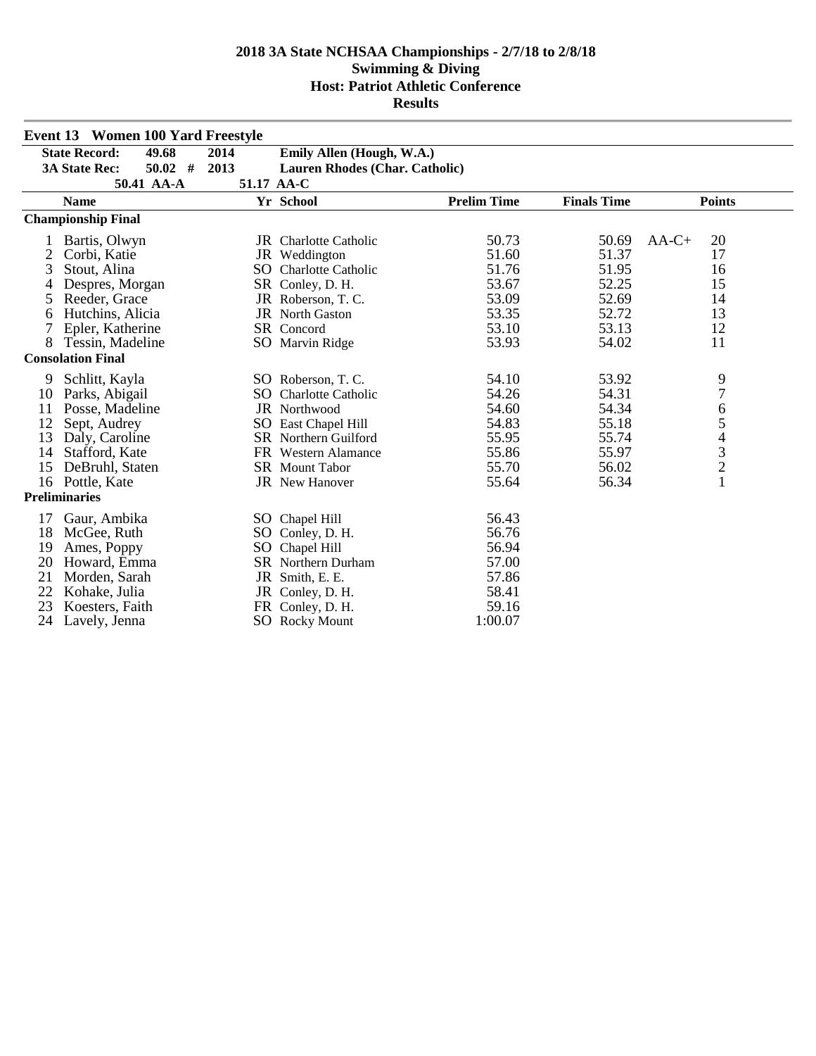# 2018 3A State NCHSAA Championships - 2/7/18 to 2/8/18

## Swimming & Diving

## Host: Patriot Athletic Conference

## Results

### Event 13 Women 100 Yard Freestyle

| | | | |
|---|---|---|---|
| **State Record:** | **49.68** | **2014** | **Emily Allen (Hough, W.A.)** |
| **3A State Rec:** | **50.02 #** | **2013** | **Lauren Rhodes (Char. Catholic)** |
| | **50.41 AA-A** | **51.17 AA-C** | |

| | Name | Yr | School | Prelim Time | Finals Time | | Points |
|---|---|---|---|---|---|---|---|
| **Championship Final** | | | | | | | |
| 1 | Bartis, Olwyn | JR | Charlotte Catholic | 50.73 | 50.69 | AA-C+ | 20 |
| 2 | Corbi, Katie | JR | Weddington | 51.60 | 51.37 | | 17 |
| 3 | Stout, Alina | SO | Charlotte Catholic | 51.76 | 51.95 | | 16 |
| 4 | Despres, Morgan | SR | Conley, D. H. | 53.67 | 52.25 | | 15 |
| 5 | Reeder, Grace | JR | Roberson, T. C. | 53.09 | 52.69 | | 14 |
| 6 | Hutchins, Alicia | JR | North Gaston | 53.35 | 52.72 | | 13 |
| 7 | Epler, Katherine | SR | Concord | 53.10 | 53.13 | | 12 |
| 8 | Tessin, Madeline | SO | Marvin Ridge | 53.93 | 54.02 | | 11 |
| **Consolation Final** | | | | | | | |
| 9 | Schlitt, Kayla | SO | Roberson, T. C. | 54.10 | 53.92 | | 9 |
| 10 | Parks, Abigail | SO | Charlotte Catholic | 54.26 | 54.31 | | 7 |
| 11 | Posse, Madeline | JR | Northwood | 54.60 | 54.34 | | 6 |
| 12 | Sept, Audrey | SO | East Chapel Hill | 54.83 | 55.18 | | 5 |
| 13 | Daly, Caroline | SR | Northern Guilford | 55.95 | 55.74 | | 4 |
| 14 | Stafford, Kate | FR | Western Alamance | 55.86 | 55.97 | | 3 |
| 15 | DeBruhl, Staten | SR | Mount Tabor | 55.70 | 56.02 | | 2 |
| 16 | Pottle, Kate | JR | New Hanover | 55.64 | 56.34 | | 1 |
| **Preliminaries** | | | | | | | |
| 17 | Gaur, Ambika | SO | Chapel Hill | 56.43 | | | |
| 18 | McGee, Ruth | SO | Conley, D. H. | 56.76 | | | |
| 19 | Ames, Poppy | SO | Chapel Hill | 56.94 | | | |
| 20 | Howard, Emma | SR | Northern Durham | 57.00 | | | |
| 21 | Morden, Sarah | JR | Smith, E. E. | 57.86 | | | |
| 22 | Kohake, Julia | JR | Conley, D. H. | 58.41 | | | |
| 23 | Koesters, Faith | FR | Conley, D. H. | 59.16 | | | |
| 24 | Lavely, Jenna | SO | Rocky Mount | 1:00.07 | | | |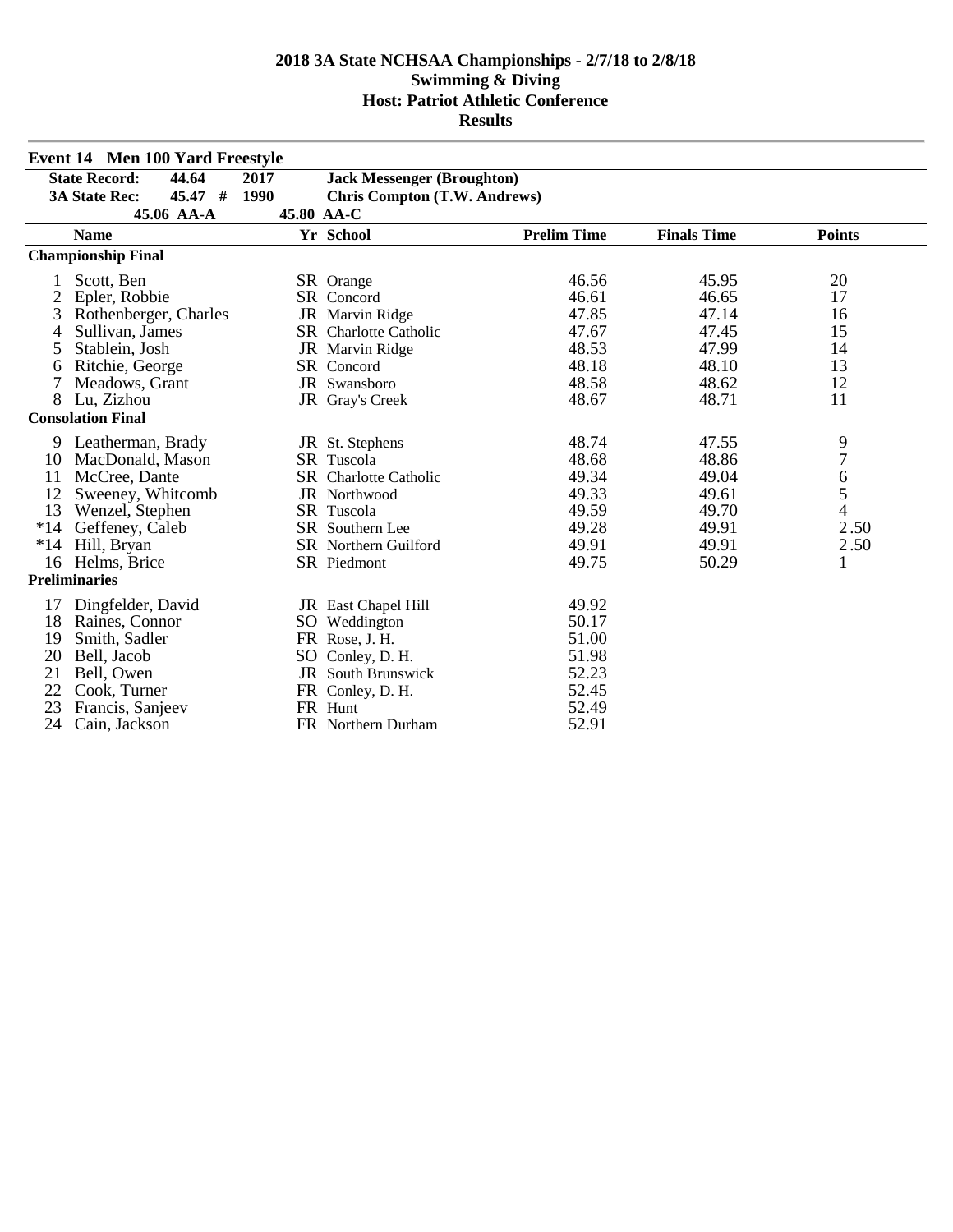# 2018 3A State NCHSAA Championships - 2/7/18 to 2/8/18
## Swimming & Diving
## Host: Patriot Athletic Conference
## Results

### Event 14 Men 100 Yard Freestyle

| | | | |
|---|---|---|---|
| **State Record:** | **44.64** | **2017** | **Jack Messenger (Broughton)** |
| **3A State Rec:** | **45.47 #** | **1990** | **Chris Compton (T.W. Andrews)** |
| | **45.06 AA-A** | **45.80 AA-C** | |

| | Name | Yr | School | Prelim Time | Finals Time | Points |
|---|---|---|---|---|---|---|
| **Championship Final** | | | | | | |
| 1 | Scott, Ben | SR | Orange | 46.56 | 45.95 | 20 |
| 2 | Epler, Robbie | SR | Concord | 46.61 | 46.65 | 17 |
| 3 | Rothenberger, Charles | JR | Marvin Ridge | 47.85 | 47.14 | 16 |
| 4 | Sullivan, James | SR | Charlotte Catholic | 47.67 | 47.45 | 15 |
| 5 | Stablein, Josh | JR | Marvin Ridge | 48.53 | 47.99 | 14 |
| 6 | Ritchie, George | SR | Concord | 48.18 | 48.10 | 13 |
| 7 | Meadows, Grant | JR | Swansboro | 48.58 | 48.62 | 12 |
| 8 | Lu, Zizhou | JR | Gray's Creek | 48.67 | 48.71 | 11 |
| **Consolation Final** | | | | | | |
| 9 | Leatherman, Brady | JR | St. Stephens | 48.74 | 47.55 | 9 |
| 10 | MacDonald, Mason | SR | Tuscola | 48.68 | 48.86 | 7 |
| 11 | McCree, Dante | SR | Charlotte Catholic | 49.34 | 49.04 | 6 |
| 12 | Sweeney, Whitcomb | JR | Northwood | 49.33 | 49.61 | 5 |
| 13 | Wenzel, Stephen | SR | Tuscola | 49.59 | 49.70 | 4 |
| *14 | Geffeney, Caleb | SR | Southern Lee | 49.28 | 49.91 | 2.50 |
| *14 | Hill, Bryan | SR | Northern Guilford | 49.91 | 49.91 | 2.50 |
| 16 | Helms, Brice | SR | Piedmont | 49.75 | 50.29 | 1 |
| **Preliminaries** | | | | | | |
| 17 | Dingfelder, David | JR | East Chapel Hill | 49.92 | | |
| 18 | Raines, Connor | SO | Weddington | 50.17 | | |
| 19 | Smith, Sadler | FR | Rose, J. H. | 51.00 | | |
| 20 | Bell, Jacob | SO | Conley, D. H. | 51.98 | | |
| 21 | Bell, Owen | JR | South Brunswick | 52.23 | | |
| 22 | Cook, Turner | FR | Conley, D. H. | 52.45 | | |
| 23 | Francis, Sanjeev | FR | Hunt | 52.49 | | |
| 24 | Cain, Jackson | FR | Northern Durham | 52.91 | | |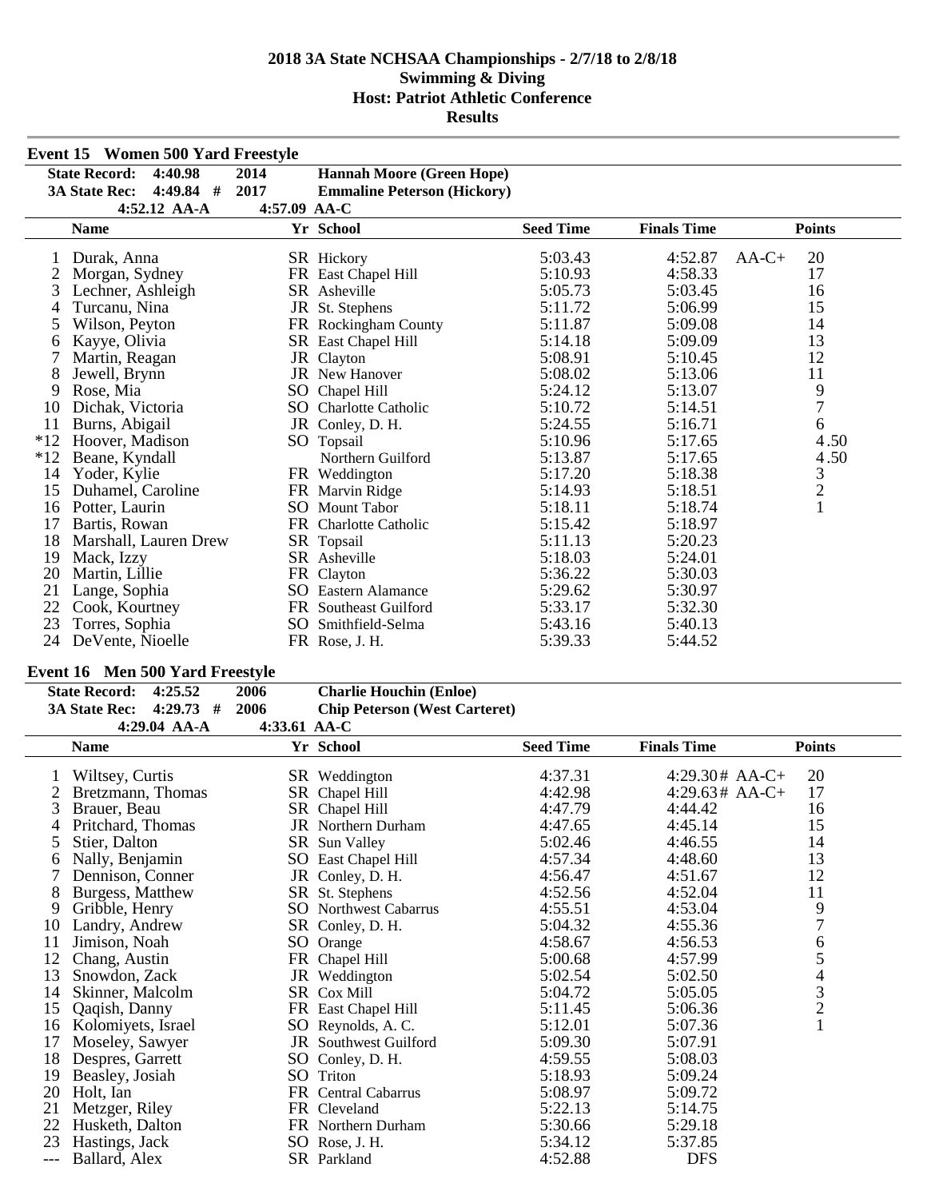# 2018 3A State NCHSAA Championships - 2/7/18 to 2/8/18
## Swimming & Diving
## Host: Patriot Athletic Conference
## Results

### Event 15 Women 500 Yard Freestyle

| | | | |
|---|---|---|---|
| **State Record:** | **4:40.98** | **2014** | **Hannah Moore (Green Hope)** |
| **3A State Rec:** | **4:49.84 #** | **2017** | **Emmaline Peterson (Hickory)** |
| | **4:52.12 AA-A** | **4:57.09 AA-C** | |

| | Name | Yr | School | Seed Time | Finals Time | | Points |
|---|---|---|---|---|---|---|---|
| 1 | Durak, Anna | SR | Hickory | 5:03.43 | 4:52.87 | AA-C+ | 20 |
| 2 | Morgan, Sydney | FR | East Chapel Hill | 5:10.93 | 4:58.33 | | 17 |
| 3 | Lechner, Ashleigh | SR | Asheville | 5:05.73 | 5:03.45 | | 16 |
| 4 | Turcanu, Nina | JR | St. Stephens | 5:11.72 | 5:06.99 | | 15 |
| 5 | Wilson, Peyton | FR | Rockingham County | 5:11.87 | 5:09.08 | | 14 |
| 6 | Kayye, Olivia | SR | East Chapel Hill | 5:14.18 | 5:09.09 | | 13 |
| 7 | Martin, Reagan | JR | Clayton | 5:08.91 | 5:10.45 | | 12 |
| 8 | Jewell, Brynn | JR | New Hanover | 5:08.02 | 5:13.06 | | 11 |
| 9 | Rose, Mia | SO | Chapel Hill | 5:24.12 | 5:13.07 | | 9 |
| 10 | Dichak, Victoria | SO | Charlotte Catholic | 5:10.72 | 5:14.51 | | 7 |
| 11 | Burns, Abigail | JR | Conley, D. H. | 5:24.55 | 5:16.71 | | 6 |
| *12 | Hoover, Madison | SO | Topsail | 5:10.96 | 5:17.65 | | 4.50 |
| *12 | Beane, Kyndall | | Northern Guilford | 5:13.87 | 5:17.65 | | 4.50 |
| 14 | Yoder, Kylie | FR | Weddington | 5:17.20 | 5:18.38 | | 3 |
| 15 | Duhamel, Caroline | FR | Marvin Ridge | 5:14.93 | 5:18.51 | | 2 |
| 16 | Potter, Laurin | SO | Mount Tabor | 5:18.11 | 5:18.74 | | 1 |
| 17 | Bartis, Rowan | FR | Charlotte Catholic | 5:15.42 | 5:18.97 | | |
| 18 | Marshall, Lauren Drew | SR | Topsail | 5:11.13 | 5:20.23 | | |
| 19 | Mack, Izzy | SR | Asheville | 5:18.03 | 5:24.01 | | |
| 20 | Martin, Lillie | FR | Clayton | 5:36.22 | 5:30.03 | | |
| 21 | Lange, Sophia | SO | Eastern Alamance | 5:29.62 | 5:30.97 | | |
| 22 | Cook, Kourtney | FR | Southeast Guilford | 5:33.17 | 5:32.30 | | |
| 23 | Torres, Sophia | SO | Smithfield-Selma | 5:43.16 | 5:40.13 | | |
| 24 | DeVente, Nioelle | FR | Rose, J. H. | 5:39.33 | 5:44.52 | | |

### Event 16 Men 500 Yard Freestyle

| | | | |
|---|---|---|---|
| **State Record:** | **4:25.52** | **2006** | **Charlie Houchin (Enloe)** |
| **3A State Rec:** | **4:29.73 #** | **2006** | **Chip Peterson (West Carteret)** |
| | **4:29.04 AA-A** | **4:33.61 AA-C** | |

| | Name | Yr | School | Seed Time | Finals Time | | Points |
|---|---|---|---|---|---|---|---|
| 1 | Wiltsey, Curtis | SR | Weddington | 4:37.31 | 4:29.30# | AA-C+ | 20 |
| 2 | Bretzmann, Thomas | SR | Chapel Hill | 4:42.98 | 4:29.63# | AA-C+ | 17 |
| 3 | Brauer, Beau | SR | Chapel Hill | 4:47.79 | 4:44.42 | | 16 |
| 4 | Pritchard, Thomas | JR | Northern Durham | 4:47.65 | 4:45.14 | | 15 |
| 5 | Stier, Dalton | SR | Sun Valley | 5:02.46 | 4:46.55 | | 14 |
| 6 | Nally, Benjamin | SO | East Chapel Hill | 4:57.34 | 4:48.60 | | 13 |
| 7 | Dennison, Conner | JR | Conley, D. H. | 4:56.47 | 4:51.67 | | 12 |
| 8 | Burgess, Matthew | SR | St. Stephens | 4:52.56 | 4:52.04 | | 11 |
| 9 | Gribble, Henry | SO | Northwest Cabarrus | 4:55.51 | 4:53.04 | | 9 |
| 10 | Landry, Andrew | SR | Conley, D. H. | 5:04.32 | 4:55.36 | | 7 |
| 11 | Jimison, Noah | SO | Orange | 4:58.67 | 4:56.53 | | 6 |
| 12 | Chang, Austin | FR | Chapel Hill | 5:00.68 | 4:57.99 | | 5 |
| 13 | Snowdon, Zack | JR | Weddington | 5:02.54 | 5:02.50 | | 4 |
| 14 | Skinner, Malcolm | SR | Cox Mill | 5:04.72 | 5:05.05 | | 3 |
| 15 | Qaqish, Danny | FR | East Chapel Hill | 5:11.45 | 5:06.36 | | 2 |
| 16 | Kolomiyets, Israel | SO | Reynolds, A. C. | 5:12.01 | 5:07.36 | | 1 |
| 17 | Moseley, Sawyer | JR | Southwest Guilford | 5:09.30 | 5:07.91 | | |
| 18 | Despres, Garrett | SO | Conley, D. H. | 4:59.55 | 5:08.03 | | |
| 19 | Beasley, Josiah | SO | Triton | 5:18.93 | 5:09.24 | | |
| 20 | Holt, Ian | FR | Central Cabarrus | 5:08.97 | 5:09.72 | | |
| 21 | Metzger, Riley | FR | Cleveland | 5:22.13 | 5:14.75 | | |
| 22 | Husketh, Dalton | FR | Northern Durham | 5:30.66 | 5:29.18 | | |
| 23 | Hastings, Jack | SO | Rose, J. H. | 5:34.12 | 5:37.85 | | |
| --- | Ballard, Alex | SR | Parkland | 4:52.88 | DFS | | |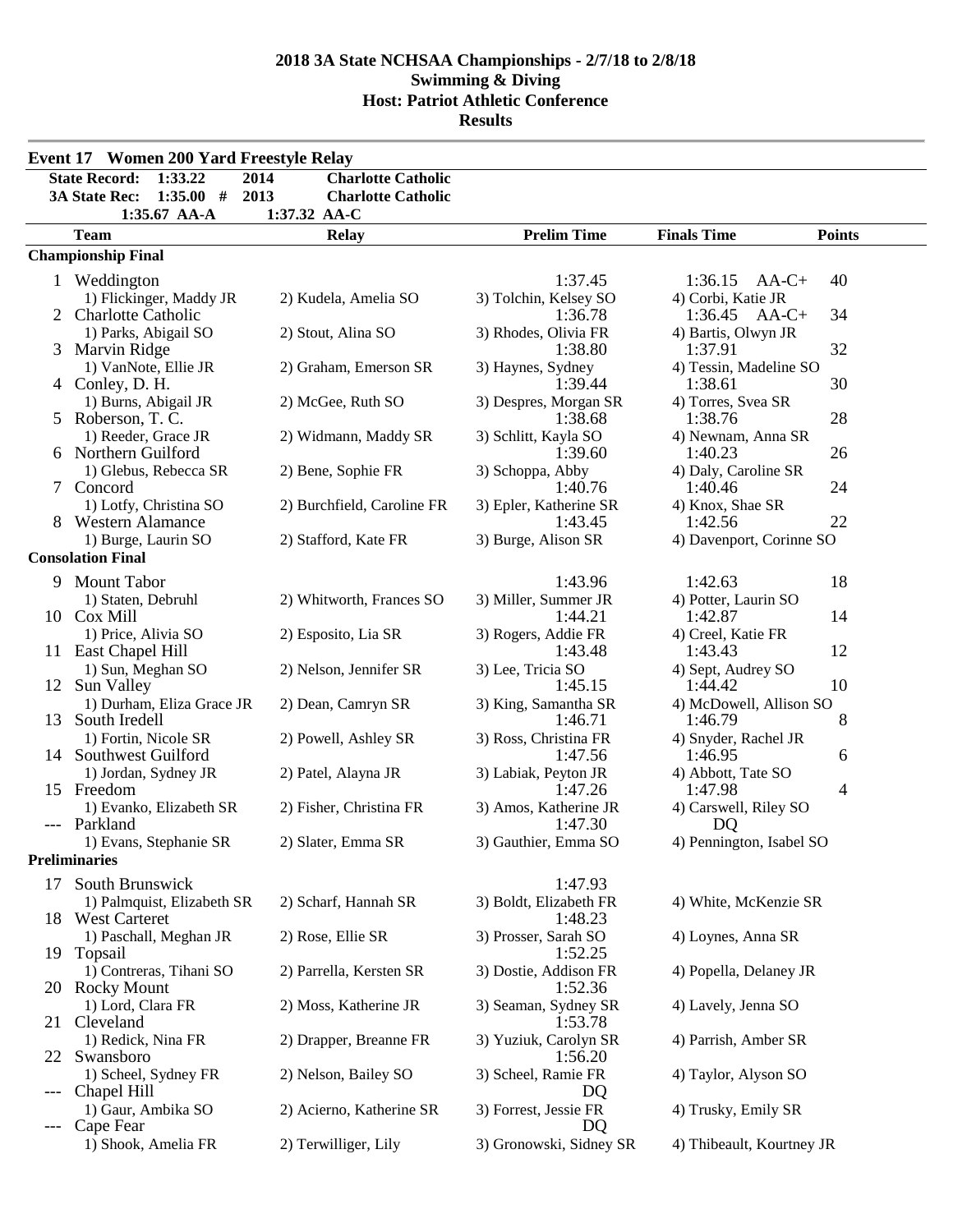# 2018 3A State NCHSAA Championships - 2/7/18 to 2/8/18
## Swimming & Diving
## Host: Patriot Athletic Conference
## Results

### Event 17 Women 200 Yard Freestyle Relay

**State Record:** 1:33.22 2014 **Charlotte Catholic**
**3A State Rec:** 1:35.00 # 2013 **Charlotte Catholic**
1:35.67 AA-A 1:37.32 AA-C

| | Team | Relay | Prelim Time | Finals Time | Points |
|---|---|---|---|---|---|
| **Championship Final** | | | | | |
| 1 | Weddington | | 1:37.45 | 1:36.15 AA-C+ | 40 |
| | 1) Flickinger, Maddy JR | 2) Kudela, Amelia SO | 3) Tolchin, Kelsey SO | 4) Corbi, Katie JR | |
| 2 | Charlotte Catholic | | 1:36.78 | 1:36.45 AA-C+ | 34 |
| | 1) Parks, Abigail SO | 2) Stout, Alina SO | 3) Rhodes, Olivia FR | 4) Bartis, Olwyn JR | |
| 3 | Marvin Ridge | | 1:38.80 | 1:37.91 | 32 |
| | 1) VanNote, Ellie JR | 2) Graham, Emerson SR | 3) Haynes, Sydney | 4) Tessin, Madeline SO | |
| 4 | Conley, D. H. | | 1:39.44 | 1:38.61 | 30 |
| | 1) Burns, Abigail JR | 2) McGee, Ruth SO | 3) Despres, Morgan SR | 4) Torres, Svea SR | |
| 5 | Roberson, T. C. | | 1:38.68 | 1:38.76 | 28 |
| | 1) Reeder, Grace JR | 2) Widmann, Maddy SR | 3) Schlitt, Kayla SO | 4) Newnam, Anna SR | |
| 6 | Northern Guilford | | 1:39.60 | 1:40.23 | 26 |
| | 1) Glebus, Rebecca SR | 2) Bene, Sophie FR | 3) Schoppa, Abby | 4) Daly, Caroline SR | |
| 7 | Concord | | 1:40.76 | 1:40.46 | 24 |
| | 1) Lotfy, Christina SO | 2) Burchfield, Caroline FR | 3) Epler, Katherine SR | 4) Knox, Shae SR | |
| 8 | Western Alamance | | 1:43.45 | 1:42.56 | 22 |
| | 1) Burge, Laurin SO | 2) Stafford, Kate FR | 3) Burge, Alison SR | 4) Davenport, Corinne SO | |
| **Consolation Final** | | | | | |
| 9 | Mount Tabor | | 1:43.96 | 1:42.63 | 18 |
| | 1) Staten, Debruhl | 2) Whitworth, Frances SO | 3) Miller, Summer JR | 4) Potter, Laurin SO | |
| 10 | Cox Mill | | 1:44.21 | 1:42.87 | 14 |
| | 1) Price, Alivia SO | 2) Esposito, Lia SR | 3) Rogers, Addie FR | 4) Creel, Katie FR | |
| 11 | East Chapel Hill | | 1:43.48 | 1:43.43 | 12 |
| | 1) Sun, Meghan SO | 2) Nelson, Jennifer SR | 3) Lee, Tricia SO | 4) Sept, Audrey SO | |
| 12 | Sun Valley | | 1:45.15 | 1:44.42 | 10 |
| | 1) Durham, Eliza Grace JR | 2) Dean, Camryn SR | 3) King, Samantha SR | 4) McDowell, Allison SO | |
| 13 | South Iredell | | 1:46.71 | 1:46.79 | 8 |
| | 1) Fortin, Nicole SR | 2) Powell, Ashley SR | 3) Ross, Christina FR | 4) Snyder, Rachel JR | |
| 14 | Southwest Guilford | | 1:47.56 | 1:46.95 | 6 |
| | 1) Jordan, Sydney JR | 2) Patel, Alayna JR | 3) Labiak, Peyton JR | 4) Abbott, Tate SO | |
| 15 | Freedom | | 1:47.26 | 1:47.98 | 4 |
| | 1) Evanko, Elizabeth SR | 2) Fisher, Christina FR | 3) Amos, Katherine JR | 4) Carswell, Riley SO | |
| --- | Parkland | | 1:47.30 | DQ | |
| | 1) Evans, Stephanie SR | 2) Slater, Emma SR | 3) Gauthier, Emma SO | 4) Pennington, Isabel SO | |
| **Preliminaries** | | | | | |
| 17 | South Brunswick | | 1:47.93 | | |
| | 1) Palmquist, Elizabeth SR | 2) Scharf, Hannah SR | 3) Boldt, Elizabeth FR | 4) White, McKenzie SR | |
| 18 | West Carteret | | 1:48.23 | | |
| | 1) Paschall, Meghan JR | 2) Rose, Ellie SR | 3) Prosser, Sarah SO | 4) Loynes, Anna SR | |
| 19 | Topsail | | 1:52.25 | | |
| | 1) Contreras, Tihani SO | 2) Parrella, Kersten SR | 3) Dostie, Addison FR | 4) Popella, Delaney JR | |
| 20 | Rocky Mount | | 1:52.36 | | |
| | 1) Lord, Clara FR | 2) Moss, Katherine JR | 3) Seaman, Sydney SR | 4) Lavely, Jenna SO | |
| 21 | Cleveland | | 1:53.78 | | |
| | 1) Redick, Nina FR | 2) Drapper, Breanne FR | 3) Yuziuk, Carolyn SR | 4) Parrish, Amber SR | |
| 22 | Swansboro | | 1:56.20 | | |
| | 1) Scheel, Sydney FR | 2) Nelson, Bailey SO | 3) Scheel, Ramie FR | 4) Taylor, Alyson SO | |
| --- | Chapel Hill | | DQ | | |
| | 1) Gaur, Ambika SO | 2) Acierno, Katherine SR | 3) Forrest, Jessie FR | 4) Trusky, Emily SR | |
| --- | Cape Fear | | DQ | | |
| | 1) Shook, Amelia FR | 2) Terwilliger, Lily | 3) Gronowski, Sidney SR | 4) Thibeault, Kourtney JR | |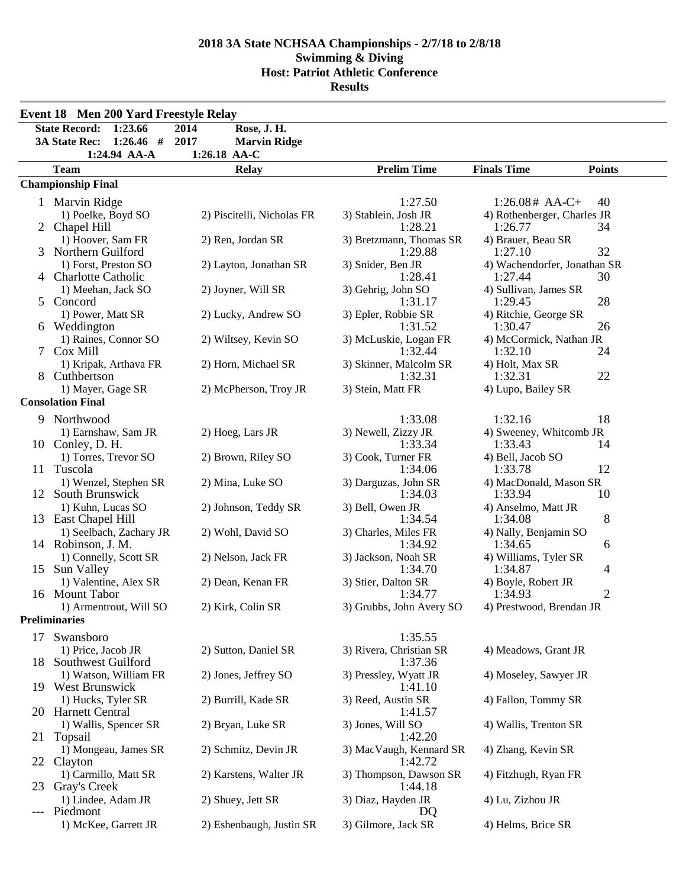## 2018 3A State NCHSAA Championships - 2/7/18 to 2/8/18
## Swimming & Diving
## Host: Patriot Athletic Conference
## Results

### Event 18 Men 200 Yard Freestyle Relay

| | | | |
|---|---|---|---|
| State Record: | 1:23.66 | 2014 | Rose, J. H. |
| 3A State Rec: | 1:26.46 # | 2017 | Marvin Ridge |
| | 1:24.94 AA-A | 1:26.18 AA-C | |

| | Team | Relay | Prelim Time | Finals Time | Points |
|---|---|---|---|---|---|
| **Championship Final** | | | | | |
| 1 | Marvin Ridge | | 1:27.50 | 1:26.08# AA-C+ | 40 |
| | 1) Poelke, Boyd SO | 2) Piscitelli, Nicholas FR | 3) Stablein, Josh JR | 4) Rothenberger, Charles JR | |
| 2 | Chapel Hill | | 1:28.21 | 1:26.77 | 34 |
| | 1) Hoover, Sam FR | 2) Ren, Jordan SR | 3) Bretzmann, Thomas SR | 4) Brauer, Beau SR | |
| 3 | Northern Guilford | | 1:29.88 | 1:27.10 | 32 |
| | 1) Forst, Preston SO | 2) Layton, Jonathan SR | 3) Snider, Ben JR | 4) Wachendorfer, Jonathan SR | |
| 4 | Charlotte Catholic | | 1:28.41 | 1:27.44 | 30 |
| | 1) Meehan, Jack SO | 2) Joyner, Will SR | 3) Gehrig, John SO | 4) Sullivan, James SR | |
| 5 | Concord | | 1:31.17 | 1:29.45 | 28 |
| | 1) Power, Matt SR | 2) Lucky, Andrew SO | 3) Epler, Robbie SR | 4) Ritchie, George SR | |
| 6 | Weddington | | 1:31.52 | 1:30.47 | 26 |
| | 1) Raines, Connor SO | 2) Wiltsey, Kevin SO | 3) McLuskie, Logan FR | 4) McCormick, Nathan JR | |
| 7 | Cox Mill | | 1:32.44 | 1:32.10 | 24 |
| | 1) Kripak, Arthava FR | 2) Horn, Michael SR | 3) Skinner, Malcolm SR | 4) Holt, Max SR | |
| 8 | Cuthbertson | | 1:32.31 | 1:32.31 | 22 |
| | 1) Mayer, Gage SR | 2) McPherson, Troy JR | 3) Stein, Matt FR | 4) Lupo, Bailey SR | |
| **Consolation Final** | | | | | |
| 9 | Northwood | | 1:33.08 | 1:32.16 | 18 |
| | 1) Earnshaw, Sam JR | 2) Hoeg, Lars JR | 3) Newell, Zizzy JR | 4) Sweeney, Whitcomb JR | |
| 10 | Conley, D. H. | | 1:33.34 | 1:33.43 | 14 |
| | 1) Torres, Trevor SO | 2) Brown, Riley SO | 3) Cook, Turner FR | 4) Bell, Jacob SO | |
| 11 | Tuscola | | 1:34.06 | 1:33.78 | 12 |
| | 1) Wenzel, Stephen SR | 2) Mina, Luke SO | 3) Darguzas, John SR | 4) MacDonald, Mason SR | |
| 12 | South Brunswick | | 1:34.03 | 1:33.94 | 10 |
| | 1) Kuhn, Lucas SO | 2) Johnson, Teddy SR | 3) Bell, Owen JR | 4) Anselmo, Matt JR | |
| 13 | East Chapel Hill | | 1:34.54 | 1:34.08 | 8 |
| | 1) Seelbach, Zachary JR | 2) Wohl, David SO | 3) Charles, Miles FR | 4) Nally, Benjamin SO | |
| 14 | Robinson, J. M. | | 1:34.92 | 1:34.65 | 6 |
| | 1) Connelly, Scott SR | 2) Nelson, Jack FR | 3) Jackson, Noah SR | 4) Williams, Tyler SR | |
| 15 | Sun Valley | | 1:34.70 | 1:34.87 | 4 |
| | 1) Valentine, Alex SR | 2) Dean, Kenan FR | 3) Stier, Dalton SR | 4) Boyle, Robert JR | |
| 16 | Mount Tabor | | 1:34.77 | 1:34.93 | 2 |
| | 1) Armentrout, Will SO | 2) Kirk, Colin SR | 3) Grubbs, John Avery SO | 4) Prestwood, Brendan JR | |
| **Preliminaries** | | | | | |
| 17 | Swansboro | | 1:35.55 | | |
| | 1) Price, Jacob JR | 2) Sutton, Daniel SR | 3) Rivera, Christian SR | 4) Meadows, Grant JR | |
| 18 | Southwest Guilford | | 1:37.36 | | |
| | 1) Watson, William FR | 2) Jones, Jeffrey SO | 3) Pressley, Wyatt JR | 4) Moseley, Sawyer JR | |
| 19 | West Brunswick | | 1:41.10 | | |
| | 1) Hucks, Tyler SR | 2) Burrill, Kade SR | 3) Reed, Austin SR | 4) Fallon, Tommy SR | |
| 20 | Harnett Central | | 1:41.57 | | |
| | 1) Wallis, Spencer SR | 2) Bryan, Luke SR | 3) Jones, Will SO | 4) Wallis, Trenton SR | |
| 21 | Topsail | | 1:42.20 | | |
| | 1) Mongeau, James SR | 2) Schmitz, Devin JR | 3) MacVaugh, Kennard SR | 4) Zhang, Kevin SR | |
| 22 | Clayton | | 1:42.72 | | |
| | 1) Carmillo, Matt SR | 2) Karstens, Walter JR | 3) Thompson, Dawson SR | 4) Fitzhugh, Ryan FR | |
| 23 | Gray's Creek | | 1:44.18 | | |
| | 1) Lindee, Adam JR | 2) Shuey, Jett SR | 3) Diaz, Hayden JR | 4) Lu, Zizhou JR | |
| --- | Piedmont | | DQ | | |
| | 1) McKee, Garrett JR | 2) Eshenbaugh, Justin SR | 3) Gilmore, Jack SR | 4) Helms, Brice SR | |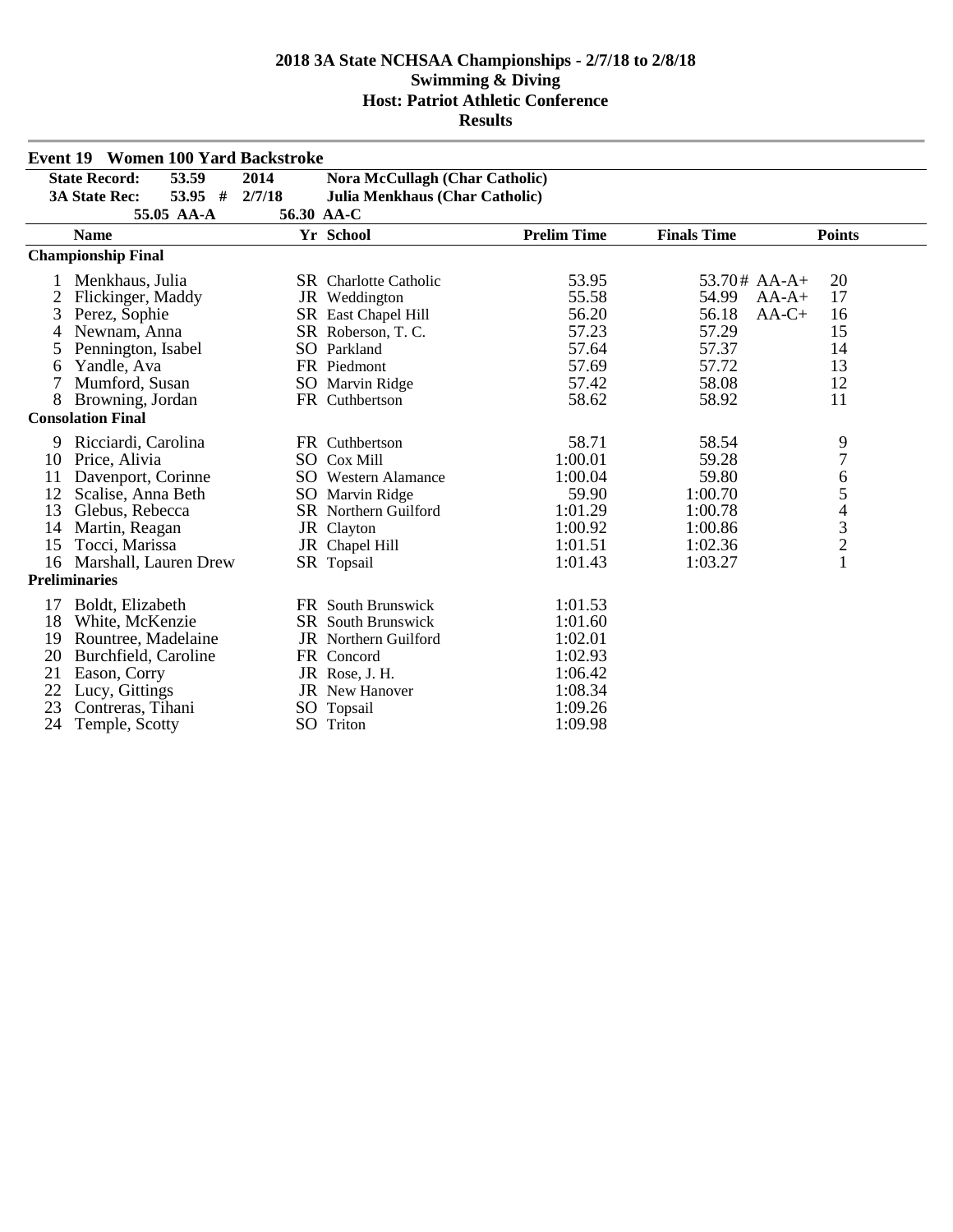# 2018 3A State NCHSAA Championships - 2/7/18 to 2/8/18

## Swimming & Diving

## Host: Patriot Athletic Conference

## Results

### Event 19 Women 100 Yard Backstroke

| | | | | |
|---|---|---|---|---|
| State Record: | 53.59 | 2014 | Nora McCullagh (Char Catholic) | |
| 3A State Rec: | 53.95 # | 2/7/18 | Julia Menkhaus (Char Catholic) | |
| | 55.05 AA-A | 56.30 AA-C | | |

| | Name | Yr | School | Prelim Time | Finals Time | | Points |
|---|---|---|---|---|---|---|---|
| **Championship Final** | | | | | | | |
| 1 | Menkhaus, Julia | SR | Charlotte Catholic | 53.95 | 53.70# | AA-A+ | 20 |
| 2 | Flickinger, Maddy | JR | Weddington | 55.58 | 54.99 | AA-A+ | 17 |
| 3 | Perez, Sophie | SR | East Chapel Hill | 56.20 | 56.18 | AA-C+ | 16 |
| 4 | Newnam, Anna | SR | Roberson, T. C. | 57.23 | 57.29 | | 15 |
| 5 | Pennington, Isabel | SO | Parkland | 57.64 | 57.37 | | 14 |
| 6 | Yandle, Ava | FR | Piedmont | 57.69 | 57.72 | | 13 |
| 7 | Mumford, Susan | SO | Marvin Ridge | 57.42 | 58.08 | | 12 |
| 8 | Browning, Jordan | FR | Cuthbertson | 58.62 | 58.92 | | 11 |
| **Consolation Final** | | | | | | | |
| 9 | Ricciardi, Carolina | FR | Cuthbertson | 58.71 | 58.54 | | 9 |
| 10 | Price, Alivia | SO | Cox Mill | 1:00.01 | 59.28 | | 7 |
| 11 | Davenport, Corinne | SO | Western Alamance | 1:00.04 | 59.80 | | 6 |
| 12 | Scalise, Anna Beth | SO | Marvin Ridge | 59.90 | 1:00.70 | | 5 |
| 13 | Glebus, Rebecca | SR | Northern Guilford | 1:01.29 | 1:00.78 | | 4 |
| 14 | Martin, Reagan | JR | Clayton | 1:00.92 | 1:00.86 | | 3 |
| 15 | Tocci, Marissa | JR | Chapel Hill | 1:01.51 | 1:02.36 | | 2 |
| 16 | Marshall, Lauren Drew | SR | Topsail | 1:01.43 | 1:03.27 | | 1 |
| **Preliminaries** | | | | | | | |
| 17 | Boldt, Elizabeth | FR | South Brunswick | 1:01.53 | | | |
| 18 | White, McKenzie | SR | South Brunswick | 1:01.60 | | | |
| 19 | Rountree, Madelaine | JR | Northern Guilford | 1:02.01 | | | |
| 20 | Burchfield, Caroline | FR | Concord | 1:02.93 | | | |
| 21 | Eason, Corry | JR | Rose, J. H. | 1:06.42 | | | |
| 22 | Lucy, Gittings | JR | New Hanover | 1:08.34 | | | |
| 23 | Contreras, Tihani | SO | Topsail | 1:09.26 | | | |
| 24 | Temple, Scotty | SO | Triton | 1:09.98 | | | |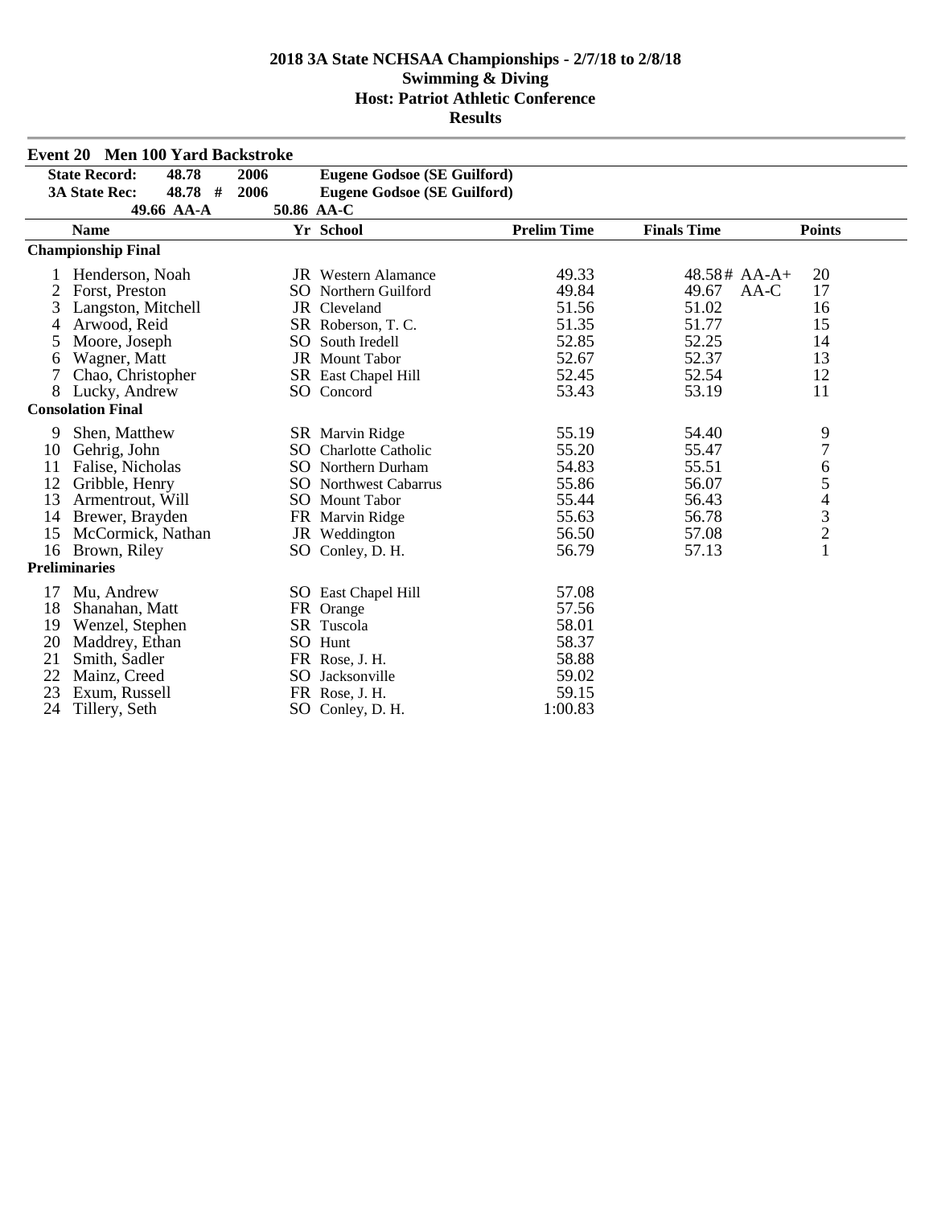# 2018 3A State NCHSAA Championships - 2/7/18 to 2/8/18
## Swimming & Diving
## Host: Patriot Athletic Conference
## Results

### Event 20 Men 100 Yard Backstroke

| | | | |
|---|---|---|---|
| **State Record:** | **48.78** | **2006** | **Eugene Godsoe (SE Guilford)** |
| **3A State Rec:** | **48.78 #** | **2006** | **Eugene Godsoe (SE Guilford)** |
| | **49.66 AA-A** | **50.86 AA-C** | |

| | Name | Yr | School | Prelim Time | Finals Time | Points |
|---|---|---|---|---|---|---|
| **Championship Final** | | | | | | |
| 1 | Henderson, Noah | JR | Western Alamance | 49.33 | 48.58# AA-A+ | 20 |
| 2 | Forst, Preston | SO | Northern Guilford | 49.84 | 49.67 AA-C | 17 |
| 3 | Langston, Mitchell | JR | Cleveland | 51.56 | 51.02 | 16 |
| 4 | Arwood, Reid | SR | Roberson, T. C. | 51.35 | 51.77 | 15 |
| 5 | Moore, Joseph | SO | South Iredell | 52.85 | 52.25 | 14 |
| 6 | Wagner, Matt | JR | Mount Tabor | 52.67 | 52.37 | 13 |
| 7 | Chao, Christopher | SR | East Chapel Hill | 52.45 | 52.54 | 12 |
| 8 | Lucky, Andrew | SO | Concord | 53.43 | 53.19 | 11 |
| **Consolation Final** | | | | | | |
| 9 | Shen, Matthew | SR | Marvin Ridge | 55.19 | 54.40 | 9 |
| 10 | Gehrig, John | SO | Charlotte Catholic | 55.20 | 55.47 | 7 |
| 11 | Falise, Nicholas | SO | Northern Durham | 54.83 | 55.51 | 6 |
| 12 | Gribble, Henry | SO | Northwest Cabarrus | 55.86 | 56.07 | 5 |
| 13 | Armentrout, Will | SO | Mount Tabor | 55.44 | 56.43 | 4 |
| 14 | Brewer, Brayden | FR | Marvin Ridge | 55.63 | 56.78 | 3 |
| 15 | McCormick, Nathan | JR | Weddington | 56.50 | 57.08 | 2 |
| 16 | Brown, Riley | SO | Conley, D. H. | 56.79 | 57.13 | 1 |
| **Preliminaries** | | | | | | |
| 17 | Mu, Andrew | SO | East Chapel Hill | 57.08 | | |
| 18 | Shanahan, Matt | FR | Orange | 57.56 | | |
| 19 | Wenzel, Stephen | SR | Tuscola | 58.01 | | |
| 20 | Maddrey, Ethan | SO | Hunt | 58.37 | | |
| 21 | Smith, Sadler | FR | Rose, J. H. | 58.88 | | |
| 22 | Mainz, Creed | SO | Jacksonville | 59.02 | | |
| 23 | Exum, Russell | FR | Rose, J. H. | 59.15 | | |
| 24 | Tillery, Seth | SO | Conley, D. H. | 1:00.83 | | |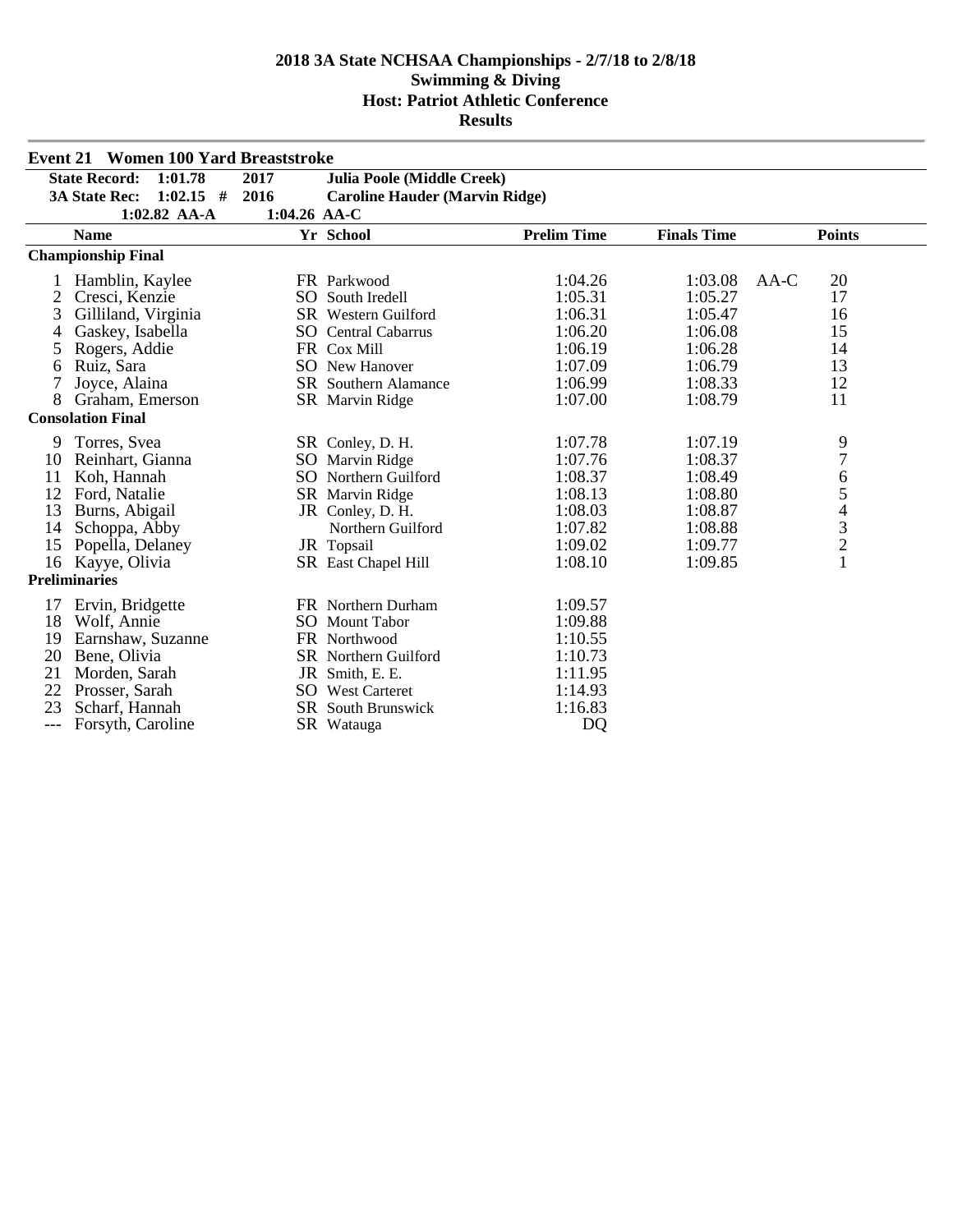# 2018 3A State NCHSAA Championships - 2/7/18 to 2/8/18
## Swimming & Diving
## Host: Patriot Athletic Conference
## Results

### Event 21 Women 100 Yard Breaststroke

| | | | |
|---|---|---|---|
| **State Record:** | **1:01.78** | **2017** | **Julia Poole (Middle Creek)** |
| **3A State Rec:** | **1:02.15 #** | **2016** | **Caroline Hauder (Marvin Ridge)** |
| | **1:02.82 AA-A** | **1:04.26 AA-C** | |

| | Name | Yr | School | Prelim Time | Finals Time | | Points |
|---|---|---|---|---|---|---|---|
| **Championship Final** | | | | | | | |
| 1 | Hamblin, Kaylee | FR | Parkwood | 1:04.26 | 1:03.08 | AA-C | 20 |
| 2 | Cresci, Kenzie | SO | South Iredell | 1:05.31 | 1:05.27 | | 17 |
| 3 | Gilliland, Virginia | SR | Western Guilford | 1:06.31 | 1:05.47 | | 16 |
| 4 | Gaskey, Isabella | SO | Central Cabarrus | 1:06.20 | 1:06.08 | | 15 |
| 5 | Rogers, Addie | FR | Cox Mill | 1:06.19 | 1:06.28 | | 14 |
| 6 | Ruiz, Sara | SO | New Hanover | 1:07.09 | 1:06.79 | | 13 |
| 7 | Joyce, Alaina | SR | Southern Alamance | 1:06.99 | 1:08.33 | | 12 |
| 8 | Graham, Emerson | SR | Marvin Ridge | 1:07.00 | 1:08.79 | | 11 |
| **Consolation Final** | | | | | | | |
| 9 | Torres, Svea | SR | Conley, D. H. | 1:07.78 | 1:07.19 | | 9 |
| 10 | Reinhart, Gianna | SO | Marvin Ridge | 1:07.76 | 1:08.37 | | 7 |
| 11 | Koh, Hannah | SO | Northern Guilford | 1:08.37 | 1:08.49 | | 6 |
| 12 | Ford, Natalie | SR | Marvin Ridge | 1:08.13 | 1:08.80 | | 5 |
| 13 | Burns, Abigail | JR | Conley, D. H. | 1:08.03 | 1:08.87 | | 4 |
| 14 | Schoppa, Abby | | Northern Guilford | 1:07.82 | 1:08.88 | | 3 |
| 15 | Popella, Delaney | JR | Topsail | 1:09.02 | 1:09.77 | | 2 |
| 16 | Kayye, Olivia | SR | East Chapel Hill | 1:08.10 | 1:09.85 | | 1 |
| **Preliminaries** | | | | | | | |
| 17 | Ervin, Bridgette | FR | Northern Durham | 1:09.57 | | | |
| 18 | Wolf, Annie | SO | Mount Tabor | 1:09.88 | | | |
| 19 | Earnshaw, Suzanne | FR | Northwood | 1:10.55 | | | |
| 20 | Bene, Olivia | SR | Northern Guilford | 1:10.73 | | | |
| 21 | Morden, Sarah | JR | Smith, E. E. | 1:11.95 | | | |
| 22 | Prosser, Sarah | SO | West Carteret | 1:14.93 | | | |
| 23 | Scharf, Hannah | SR | South Brunswick | 1:16.83 | | | |
| --- | Forsyth, Caroline | SR | Watauga | DQ | | | |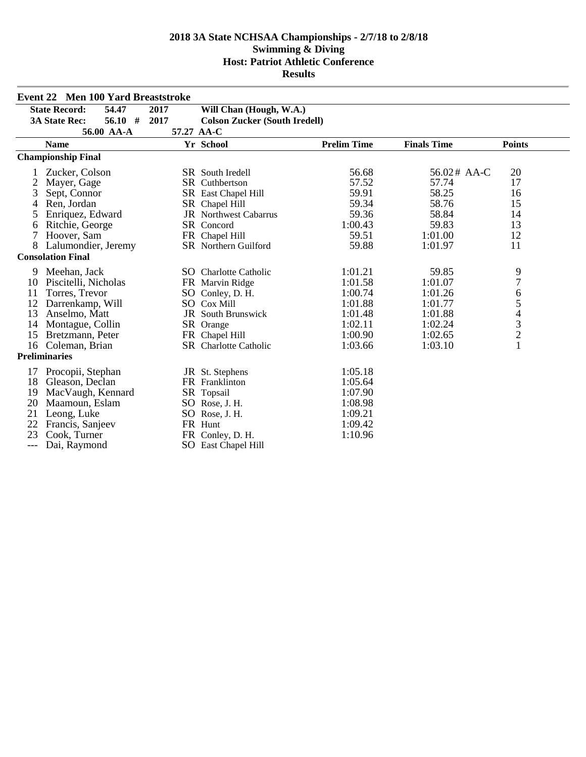# 2018 3A State NCHSAA Championships - 2/7/18 to 2/8/18
## Swimming & Diving
## Host: Patriot Athletic Conference
## Results

### Event 22 Men 100 Yard Breaststroke

| | | | |
|---|---|---|---|
| **State Record:** | **54.47** | **2017** | **Will Chan (Hough, W.A.)** |
| **3A State Rec:** | **56.10 #** | **2017** | **Colson Zucker (South Iredell)** |
| | **56.00 AA-A** | **57.27 AA-C** | |

| | Name | Yr | School | Prelim Time | Finals Time | Points |
|---|---|---|---|---|---|---|
| **Championship Final** | | | | | | |
| 1 | Zucker, Colson | SR | South Iredell | 56.68 | 56.02# AA-C | 20 |
| 2 | Mayer, Gage | SR | Cuthbertson | 57.52 | 57.74 | 17 |
| 3 | Sept, Connor | SR | East Chapel Hill | 59.91 | 58.25 | 16 |
| 4 | Ren, Jordan | SR | Chapel Hill | 59.34 | 58.76 | 15 |
| 5 | Enriquez, Edward | JR | Northwest Cabarrus | 59.36 | 58.84 | 14 |
| 6 | Ritchie, George | SR | Concord | 1:00.43 | 59.83 | 13 |
| 7 | Hoover, Sam | FR | Chapel Hill | 59.51 | 1:01.00 | 12 |
| 8 | Lalumondier, Jeremy | SR | Northern Guilford | 59.88 | 1:01.97 | 11 |
| **Consolation Final** | | | | | | |
| 9 | Meehan, Jack | SO | Charlotte Catholic | 1:01.21 | 59.85 | 9 |
| 10 | Piscitelli, Nicholas | FR | Marvin Ridge | 1:01.58 | 1:01.07 | 7 |
| 11 | Torres, Trevor | SO | Conley, D. H. | 1:00.74 | 1:01.26 | 6 |
| 12 | Darrenkamp, Will | SO | Cox Mill | 1:01.88 | 1:01.77 | 5 |
| 13 | Anselmo, Matt | JR | South Brunswick | 1:01.48 | 1:01.88 | 4 |
| 14 | Montague, Collin | SR | Orange | 1:02.11 | 1:02.24 | 3 |
| 15 | Bretzmann, Peter | FR | Chapel Hill | 1:00.90 | 1:02.65 | 2 |
| 16 | Coleman, Brian | SR | Charlotte Catholic | 1:03.66 | 1:03.10 | 1 |
| **Preliminaries** | | | | | | |
| 17 | Procopii, Stephan | JR | St. Stephens | 1:05.18 | | |
| 18 | Gleason, Declan | FR | Franklinton | 1:05.64 | | |
| 19 | MacVaugh, Kennard | SR | Topsail | 1:07.90 | | |
| 20 | Maamoun, Eslam | SO | Rose, J. H. | 1:08.98 | | |
| 21 | Leong, Luke | SO | Rose, J. H. | 1:09.21 | | |
| 22 | Francis, Sanjeev | FR | Hunt | 1:09.42 | | |
| 23 | Cook, Turner | FR | Conley, D. H. | 1:10.96 | | |
| --- | Dai, Raymond | SO | East Chapel Hill | | | |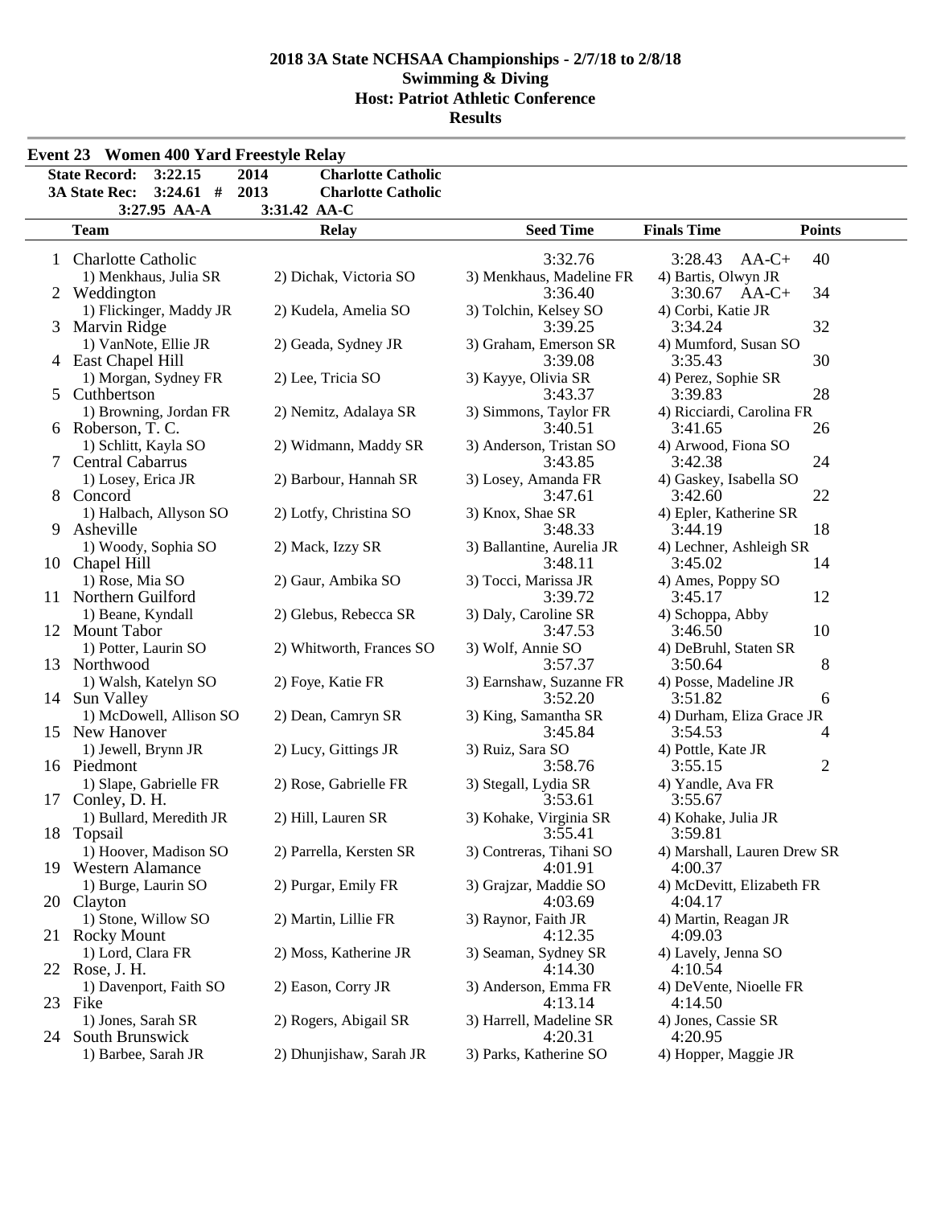# 2018 3A State NCHSAA Championships - 2/7/18 to 2/8/18
## Swimming & Diving
## Host: Patriot Athletic Conference
## Results

### Event 23 Women 400 Yard Freestyle Relay

**State Record:** 3:22.15 2014 **Charlotte Catholic**
**3A State Rec:** 3:24.61 # 2013 **Charlotte Catholic**
3:27.95 AA-A 3:31.42 AA-C

| | Team | Relay | Seed Time | Finals Time | Points |
|---|---|---|---|---|---|
| 1 | Charlotte Catholic | | 3:32.76 | 3:28.43 AA-C+ | 40 |
| | 1) Menkhaus, Julia SR | 2) Dichak, Victoria SO | 3) Menkhaus, Madeline FR | 4) Bartis, Olwyn JR | |
| 2 | Weddington | | 3:36.40 | 3:30.67 AA-C+ | 34 |
| | 1) Flickinger, Maddy JR | 2) Kudela, Amelia SO | 3) Tolchin, Kelsey SO | 4) Corbi, Katie JR | |
| 3 | Marvin Ridge | | 3:39.25 | 3:34.24 | 32 |
| | 1) VanNote, Ellie JR | 2) Geada, Sydney JR | 3) Graham, Emerson SR | 4) Mumford, Susan SO | |
| 4 | East Chapel Hill | | 3:39.08 | 3:35.43 | 30 |
| | 1) Morgan, Sydney FR | 2) Lee, Tricia SO | 3) Kayye, Olivia SR | 4) Perez, Sophie SR | |
| 5 | Cuthbertson | | 3:43.37 | 3:39.83 | 28 |
| | 1) Browning, Jordan FR | 2) Nemitz, Adalaya SR | 3) Simmons, Taylor FR | 4) Ricciardi, Carolina FR | |
| 6 | Roberson, T. C. | | 3:40.51 | 3:41.65 | 26 |
| | 1) Schlitt, Kayla SO | 2) Widmann, Maddy SR | 3) Anderson, Tristan SO | 4) Arwood, Fiona SO | |
| 7 | Central Cabarrus | | 3:43.85 | 3:42.38 | 24 |
| | 1) Losey, Erica JR | 2) Barbour, Hannah SR | 3) Losey, Amanda FR | 4) Gaskey, Isabella SO | |
| 8 | Concord | | 3:47.61 | 3:42.60 | 22 |
| | 1) Halbach, Allyson SO | 2) Lotfy, Christina SO | 3) Knox, Shae SR | 4) Epler, Katherine SR | |
| 9 | Asheville | | 3:48.33 | 3:44.19 | 18 |
| | 1) Woody, Sophia SO | 2) Mack, Izzy SR | 3) Ballantine, Aurelia JR | 4) Lechner, Ashleigh SR | |
| 10 | Chapel Hill | | 3:48.11 | 3:45.02 | 14 |
| | 1) Rose, Mia SO | 2) Gaur, Ambika SO | 3) Tocci, Marissa JR | 4) Ames, Poppy SO | |
| 11 | Northern Guilford | | 3:39.72 | 3:45.17 | 12 |
| | 1) Beane, Kyndall | 2) Glebus, Rebecca SR | 3) Daly, Caroline SR | 4) Schoppa, Abby | |
| 12 | Mount Tabor | | 3:47.53 | 3:46.50 | 10 |
| | 1) Potter, Laurin SO | 2) Whitworth, Frances SO | 3) Wolf, Annie SO | 4) DeBruhl, Staten SR | |
| 13 | Northwood | | 3:57.37 | 3:50.64 | 8 |
| | 1) Walsh, Katelyn SO | 2) Foye, Katie FR | 3) Earnshaw, Suzanne FR | 4) Posse, Madeline JR | |
| 14 | Sun Valley | | 3:52.20 | 3:51.82 | 6 |
| | 1) McDowell, Allison SO | 2) Dean, Camryn SR | 3) King, Samantha SR | 4) Durham, Eliza Grace JR | |
| 15 | New Hanover | | 3:45.84 | 3:54.53 | 4 |
| | 1) Jewell, Brynn JR | 2) Lucy, Gittings JR | 3) Ruiz, Sara SO | 4) Pottle, Kate JR | |
| 16 | Piedmont | | 3:58.76 | 3:55.15 | 2 |
| | 1) Slape, Gabrielle FR | 2) Rose, Gabrielle FR | 3) Stegall, Lydia SR | 4) Yandle, Ava FR | |
| 17 | Conley, D. H. | | 3:53.61 | 3:55.67 | |
| | 1) Bullard, Meredith JR | 2) Hill, Lauren SR | 3) Kohake, Virginia SR | 4) Kohake, Julia JR | |
| 18 | Topsail | | 3:55.41 | 3:59.81 | |
| | 1) Hoover, Madison SO | 2) Parrella, Kersten SR | 3) Contreras, Tihani SO | 4) Marshall, Lauren Drew SR | |
| 19 | Western Alamance | | 4:01.91 | 4:00.37 | |
| | 1) Burge, Laurin SO | 2) Purgar, Emily FR | 3) Grajzar, Maddie SO | 4) McDevitt, Elizabeth FR | |
| 20 | Clayton | | 4:03.69 | 4:04.17 | |
| | 1) Stone, Willow SO | 2) Martin, Lillie FR | 3) Raynor, Faith JR | 4) Martin, Reagan JR | |
| 21 | Rocky Mount | | 4:12.35 | 4:09.03 | |
| | 1) Lord, Clara FR | 2) Moss, Katherine JR | 3) Seaman, Sydney SR | 4) Lavely, Jenna SO | |
| 22 | Rose, J. H. | | 4:14.30 | 4:10.54 | |
| | 1) Davenport, Faith SO | 2) Eason, Corry JR | 3) Anderson, Emma FR | 4) DeVente, Nioelle FR | |
| 23 | Fike | | 4:13.14 | 4:14.50 | |
| | 1) Jones, Sarah SR | 2) Rogers, Abigail SR | 3) Harrell, Madeline SR | 4) Jones, Cassie SR | |
| 24 | South Brunswick | | 4:20.31 | 4:20.95 | |
| | 1) Barbee, Sarah JR | 2) Dhunjishaw, Sarah JR | 3) Parks, Katherine SO | 4) Hopper, Maggie JR | |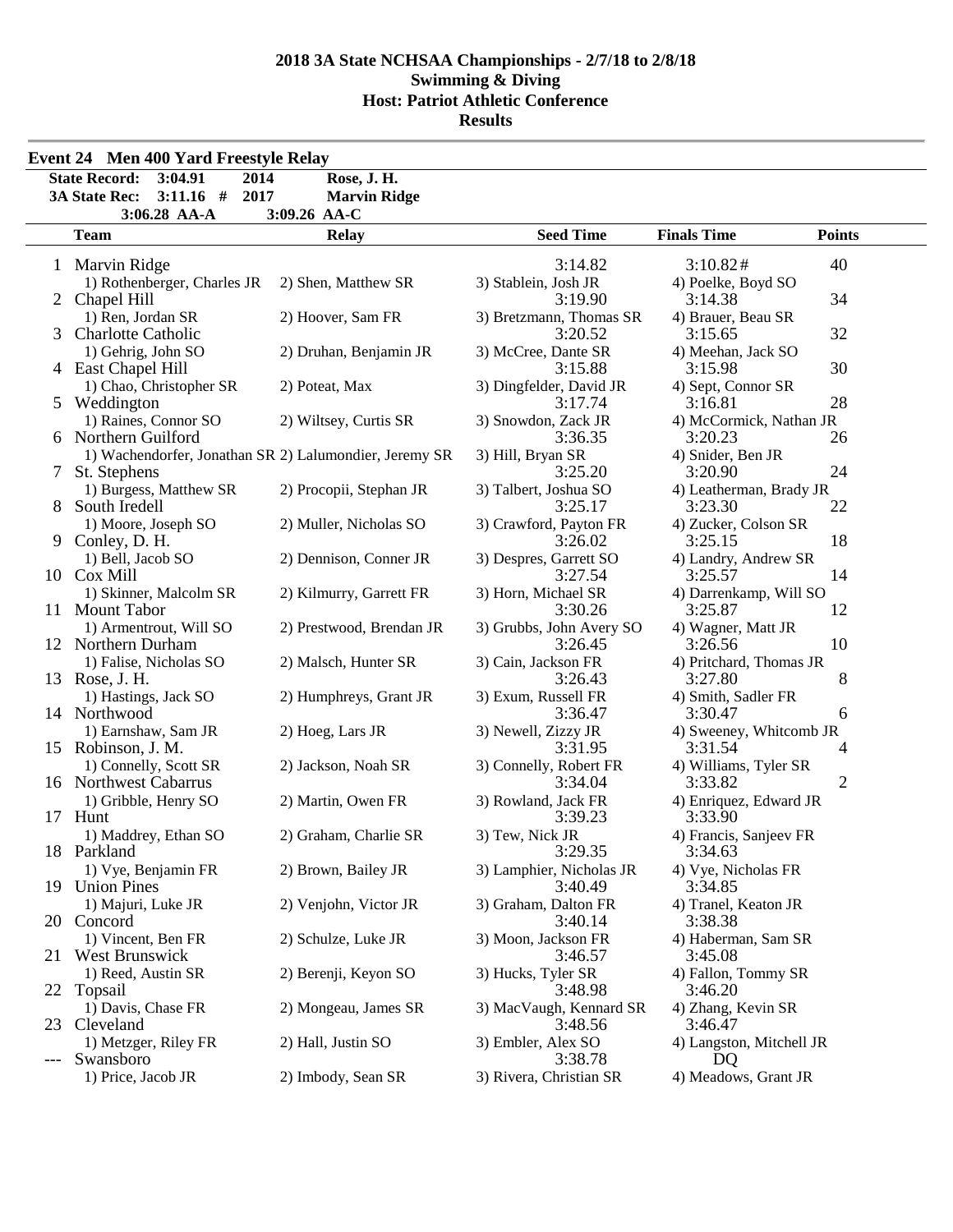# 2018 3A State NCHSAA Championships - 2/7/18 to 2/8/18
## Swimming & Diving
## Host: Patriot Athletic Conference
## Results

### Event 24 Men 400 Yard Freestyle Relay

**State Record: 3:04.91 2014 Rose, J. H.**
**3A State Rec: 3:11.16 # 2017 Marvin Ridge**
**3:06.28 AA-A 3:09.26 AA-C**

| | Team | Relay | Seed Time | Finals Time | Points |
|---|---|---|---|---|---|
| 1 | Marvin Ridge | | 3:14.82 | 3:10.82# | 40 |
| | 1) Rothenberger, Charles JR | 2) Shen, Matthew SR | 3) Stablein, Josh JR | 4) Poelke, Boyd SO | |
| 2 | Chapel Hill | | 3:19.90 | 3:14.38 | 34 |
| | 1) Ren, Jordan SR | 2) Hoover, Sam FR | 3) Bretzmann, Thomas SR | 4) Brauer, Beau SR | |
| 3 | Charlotte Catholic | | 3:20.52 | 3:15.65 | 32 |
| | 1) Gehrig, John SO | 2) Druhan, Benjamin JR | 3) McCree, Dante SR | 4) Meehan, Jack SO | |
| 4 | East Chapel Hill | | 3:15.88 | 3:15.98 | 30 |
| | 1) Chao, Christopher SR | 2) Poteat, Max | 3) Dingfelder, David JR | 4) Sept, Connor SR | |
| 5 | Weddington | | 3:17.74 | 3:16.81 | 28 |
| | 1) Raines, Connor SO | 2) Wiltsey, Curtis SR | 3) Snowdon, Zack JR | 4) McCormick, Nathan JR | |
| 6 | Northern Guilford | | 3:36.35 | 3:20.23 | 26 |
| | 1) Wachendorfer, Jonathan SR | 2) Lalumondier, Jeremy SR | 3) Hill, Bryan SR | 4) Snider, Ben JR | |
| 7 | St. Stephens | | 3:25.20 | 3:20.90 | 24 |
| | 1) Burgess, Matthew SR | 2) Procopii, Stephan JR | 3) Talbert, Joshua SO | 4) Leatherman, Brady JR | |
| 8 | South Iredell | | 3:25.17 | 3:23.30 | 22 |
| | 1) Moore, Joseph SO | 2) Muller, Nicholas SO | 3) Crawford, Payton FR | 4) Zucker, Colson SR | |
| 9 | Conley, D. H. | | 3:26.02 | 3:25.15 | 18 |
| | 1) Bell, Jacob SO | 2) Dennison, Conner JR | 3) Despres, Garrett SO | 4) Landry, Andrew SR | |
| 10 | Cox Mill | | 3:27.54 | 3:25.57 | 14 |
| | 1) Skinner, Malcolm SR | 2) Kilmurry, Garrett FR | 3) Horn, Michael SR | 4) Darrenkamp, Will SO | |
| 11 | Mount Tabor | | 3:30.26 | 3:25.87 | 12 |
| | 1) Armentrout, Will SO | 2) Prestwood, Brendan JR | 3) Grubbs, John Avery SO | 4) Wagner, Matt JR | |
| 12 | Northern Durham | | 3:26.45 | 3:26.56 | 10 |
| | 1) Falise, Nicholas SO | 2) Malsch, Hunter SR | 3) Cain, Jackson FR | 4) Pritchard, Thomas JR | |
| 13 | Rose, J. H. | | 3:26.43 | 3:27.80 | 8 |
| | 1) Hastings, Jack SO | 2) Humphreys, Grant JR | 3) Exum, Russell FR | 4) Smith, Sadler FR | |
| 14 | Northwood | | 3:36.47 | 3:30.47 | 6 |
| | 1) Earnshaw, Sam JR | 2) Hoeg, Lars JR | 3) Newell, Zizzy JR | 4) Sweeney, Whitcomb JR | |
| 15 | Robinson, J. M. | | 3:31.95 | 3:31.54 | 4 |
| | 1) Connelly, Scott SR | 2) Jackson, Noah SR | 3) Connelly, Robert FR | 4) Williams, Tyler SR | |
| 16 | Northwest Cabarrus | | 3:34.04 | 3:33.82 | 2 |
| | 1) Gribble, Henry SO | 2) Martin, Owen FR | 3) Rowland, Jack FR | 4) Enriquez, Edward JR | |
| 17 | Hunt | | 3:39.23 | 3:33.90 | |
| | 1) Maddrey, Ethan SO | 2) Graham, Charlie SR | 3) Tew, Nick JR | 4) Francis, Sanjeev FR | |
| 18 | Parkland | | 3:29.35 | 3:34.63 | |
| | 1) Vye, Benjamin FR | 2) Brown, Bailey JR | 3) Lamphier, Nicholas JR | 4) Vye, Nicholas FR | |
| 19 | Union Pines | | 3:40.49 | 3:34.85 | |
| | 1) Majuri, Luke JR | 2) Venjohn, Victor JR | 3) Graham, Dalton FR | 4) Tranel, Keaton JR | |
| 20 | Concord | | 3:40.14 | 3:38.38 | |
| | 1) Vincent, Ben FR | 2) Schulze, Luke JR | 3) Moon, Jackson FR | 4) Haberman, Sam SR | |
| 21 | West Brunswick | | 3:46.57 | 3:45.08 | |
| | 1) Reed, Austin SR | 2) Berenji, Keyon SO | 3) Hucks, Tyler SR | 4) Fallon, Tommy SR | |
| 22 | Topsail | | 3:48.98 | 3:46.20 | |
| | 1) Davis, Chase FR | 2) Mongeau, James SR | 3) MacVaugh, Kennard SR | 4) Zhang, Kevin SR | |
| 23 | Cleveland | | 3:48.56 | 3:46.47 | |
| | 1) Metzger, Riley FR | 2) Hall, Justin SO | 3) Embler, Alex SO | 4) Langston, Mitchell JR | |
| --- | Swansboro | | 3:38.78 | DQ | |
| | 1) Price, Jacob JR | 2) Imbody, Sean SR | 3) Rivera, Christian SR | 4) Meadows, Grant JR | |